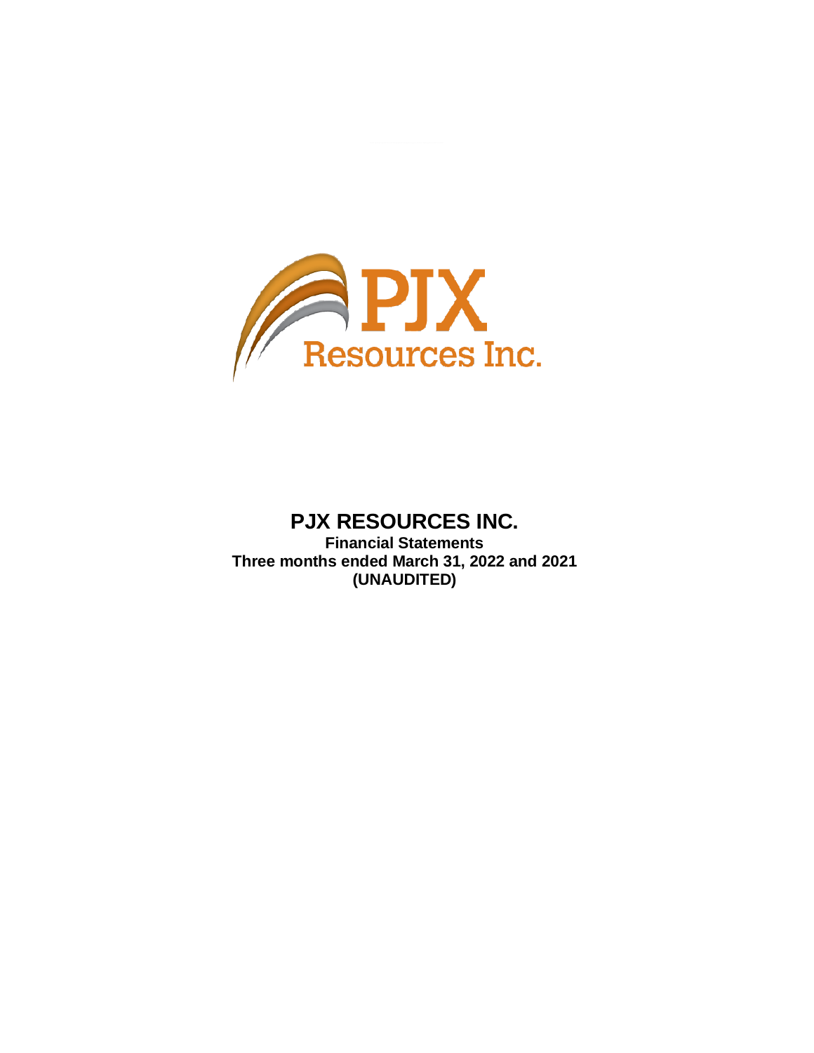# PJX RESOURCES INC.

**Financial Statements**
**Three months ended March 31, 2022 and 2021**
**(UNAUDITED)**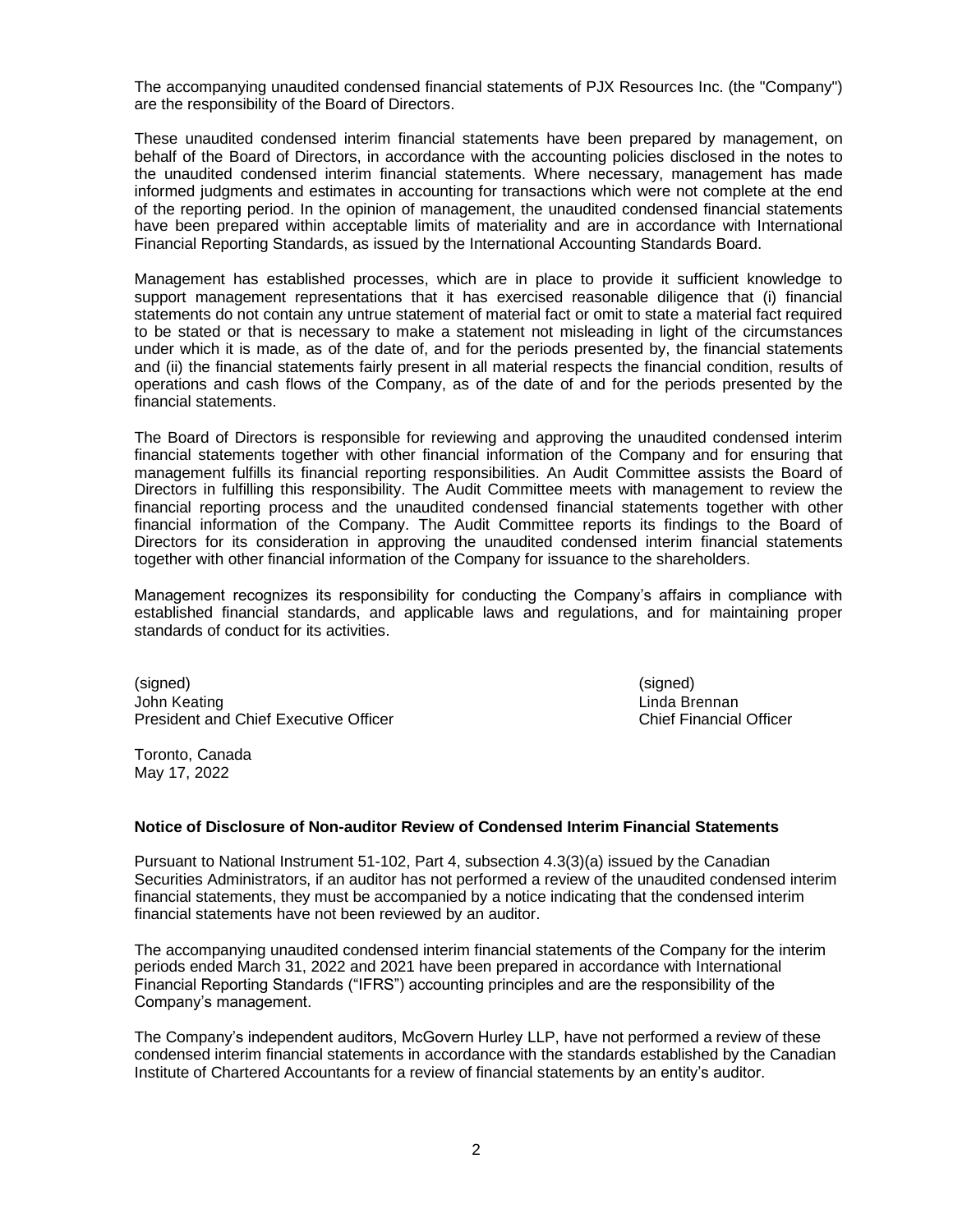The accompanying unaudited condensed financial statements of PJX Resources Inc. (the "Company") are the responsibility of the Board of Directors.

These unaudited condensed interim financial statements have been prepared by management, on behalf of the Board of Directors, in accordance with the accounting policies disclosed in the notes to the unaudited condensed interim financial statements. Where necessary, management has made informed judgments and estimates in accounting for transactions which were not complete at the end of the reporting period. In the opinion of management, the unaudited condensed financial statements have been prepared within acceptable limits of materiality and are in accordance with International Financial Reporting Standards, as issued by the International Accounting Standards Board.

Management has established processes, which are in place to provide it sufficient knowledge to support management representations that it has exercised reasonable diligence that (i) financial statements do not contain any untrue statement of material fact or omit to state a material fact required to be stated or that is necessary to make a statement not misleading in light of the circumstances under which it is made, as of the date of, and for the periods presented by, the financial statements and (ii) the financial statements fairly present in all material respects the financial condition, results of operations and cash flows of the Company, as of the date of and for the periods presented by the financial statements.

The Board of Directors is responsible for reviewing and approving the unaudited condensed interim financial statements together with other financial information of the Company and for ensuring that management fulfills its financial reporting responsibilities. An Audit Committee assists the Board of Directors in fulfilling this responsibility. The Audit Committee meets with management to review the financial reporting process and the unaudited condensed financial statements together with other financial information of the Company. The Audit Committee reports its findings to the Board of Directors for its consideration in approving the unaudited condensed interim financial statements together with other financial information of the Company for issuance to the shareholders.

Management recognizes its responsibility for conducting the Company's affairs in compliance with established financial standards, and applicable laws and regulations, and for maintaining proper standards of conduct for its activities.

(signed)
John Keating
President and Chief Executive Officer

(signed)
Linda Brennan
Chief Financial Officer

Toronto, Canada
May 17, 2022

**Notice of Disclosure of Non-auditor Review of Condensed Interim Financial Statements**

Pursuant to National Instrument 51-102, Part 4, subsection 4.3(3)(a) issued by the Canadian Securities Administrators, if an auditor has not performed a review of the unaudited condensed interim financial statements, they must be accompanied by a notice indicating that the condensed interim financial statements have not been reviewed by an auditor.

The accompanying unaudited condensed interim financial statements of the Company for the interim periods ended March 31, 2022 and 2021 have been prepared in accordance with International Financial Reporting Standards ("IFRS") accounting principles and are the responsibility of the Company's management.

The Company's independent auditors, McGovern Hurley LLP, have not performed a review of these condensed interim financial statements in accordance with the standards established by the Canadian Institute of Chartered Accountants for a review of financial statements by an entity's auditor.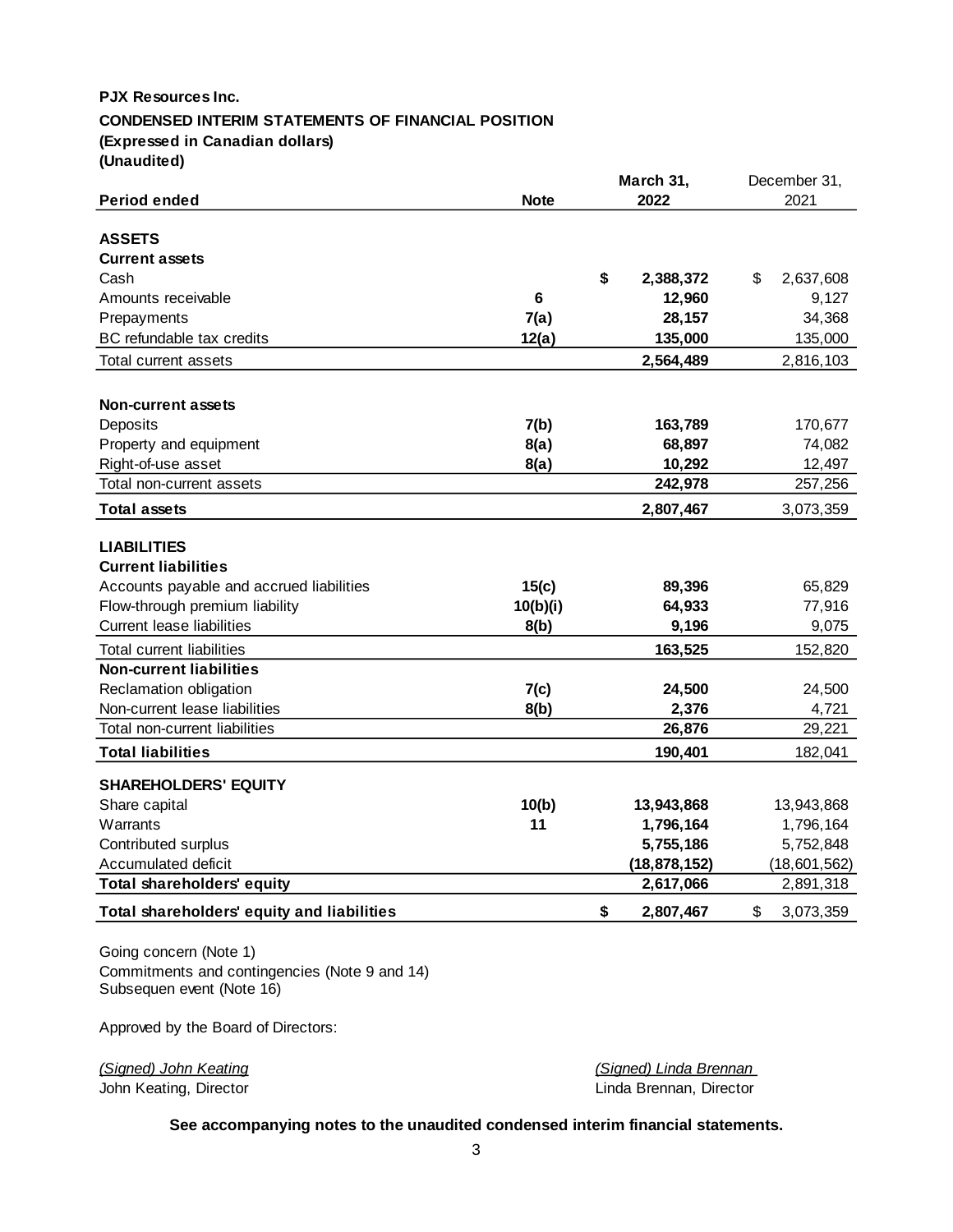**PJX Resources Inc.**

**CONDENSED INTERIM STATEMENTS OF FINANCIAL POSITION**

**(Expressed in Canadian dollars)**

**(Unaudited)**

| Period ended | Note | March 31, 2022 | December 31, 2021 |
|---|---|---|---|
| **ASSETS** | | | |
| **Current assets** | | | |
| Cash | | $ 2,388,372 | $ 2,637,608 |
| Amounts receivable | 6 | 12,960 | 9,127 |
| Prepayments | 7(a) | 28,157 | 34,368 |
| BC refundable tax credits | 12(a) | 135,000 | 135,000 |
| Total current assets | | 2,564,489 | 2,816,103 |
| **Non-current assets** | | | |
| Deposits | 7(b) | 163,789 | 170,677 |
| Property and equipment | 8(a) | 68,897 | 74,082 |
| Right-of-use asset | 8(a) | 10,292 | 12,497 |
| Total non-current assets | | 242,978 | 257,256 |
| **Total assets** | | 2,807,467 | 3,073,359 |
| **LIABILITIES** | | | |
| **Current liabilities** | | | |
| Accounts payable and accrued liabilities | 15(c) | 89,396 | 65,829 |
| Flow-through premium liability | 10(b)(i) | 64,933 | 77,916 |
| Current lease liabilities | 8(b) | 9,196 | 9,075 |
| Total current liabilities | | 163,525 | 152,820 |
| **Non-current liabilities** | | | |
| Reclamation obligation | 7(c) | 24,500 | 24,500 |
| Non-current lease liabilities | 8(b) | 2,376 | 4,721 |
| Total non-current liabilities | | 26,876 | 29,221 |
| **Total liabilities** | | 190,401 | 182,041 |
| **SHAREHOLDERS' EQUITY** | | | |
| Share capital | 10(b) | 13,943,868 | 13,943,868 |
| Warrants | 11 | 1,796,164 | 1,796,164 |
| Contributed surplus | | 5,755,186 | 5,752,848 |
| Accumulated deficit | | (18,878,152) | (18,601,562) |
| **Total shareholders' equity** | | 2,617,066 | 2,891,318 |
| **Total shareholders' equity and liabilities** | | $ 2,807,467 | $ 3,073,359 |

Going concern (Note 1)
Commitments and contingencies (Note 9 and 14)
Subsequen event (Note 16)

Approved by the Board of Directors:

*(Signed) John Keating*
John Keating, Director

*(Signed) Linda Brennan*
Linda Brennan, Director

**See accompanying notes to the unaudited condensed interim financial statements.**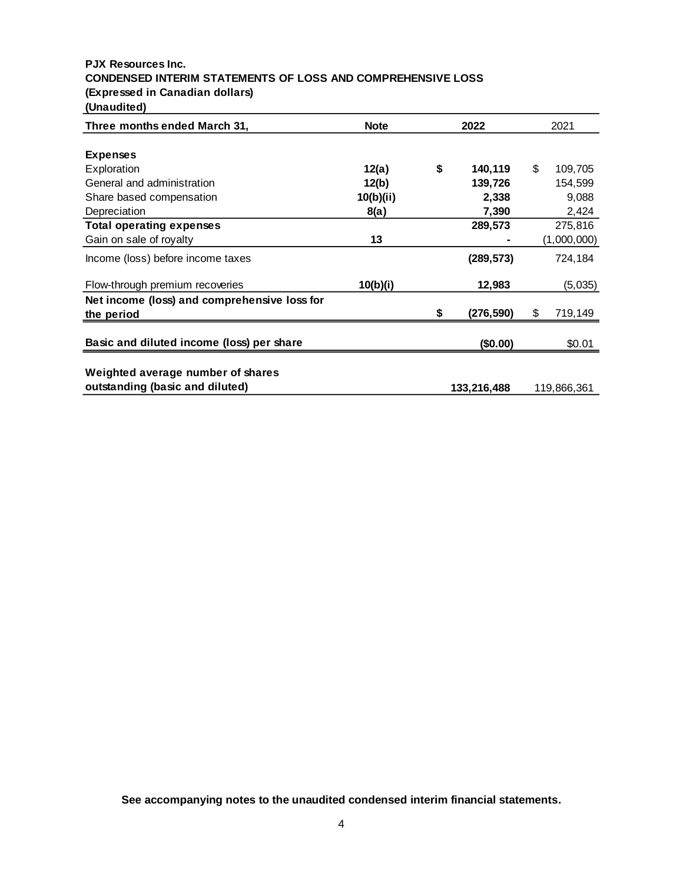**PJX Resources Inc.**
**CONDENSED INTERIM STATEMENTS OF LOSS AND COMPREHENSIVE LOSS**
**(Expressed in Canadian dollars)**
**(Unaudited)**

| Three months ended March 31, | Note | 2022 | 2021 |
|---|---|---|---|
| **Expenses** | | | |
| Exploration | **12(a)** | **$ 140,119** | $ 109,705 |
| General and administration | **12(b)** | **139,726** | 154,599 |
| Share based compensation | **10(b)(ii)** | **2,338** | 9,088 |
| Depreciation | **8(a)** | **7,390** | 2,424 |
| **Total operating expenses** | | **289,573** | 275,816 |
| Gain on sale of royalty | **13** | **-** | (1,000,000) |
| Income (loss) before income taxes | | **(289,573)** | 724,184 |
| Flow-through premium recoveries | **10(b)(i)** | **12,983** | (5,035) |
| **Net income (loss) and comprehensive loss for the period** | | **$ (276,590)** | $ 719,149 |
| **Basic and diluted income (loss) per share** | | **($0.00)** | $0.01 |
| **Weighted average number of shares outstanding (basic and diluted)** | | **133,216,488** | 119,866,361 |

**See accompanying notes to the unaudited condensed interim financial statements.**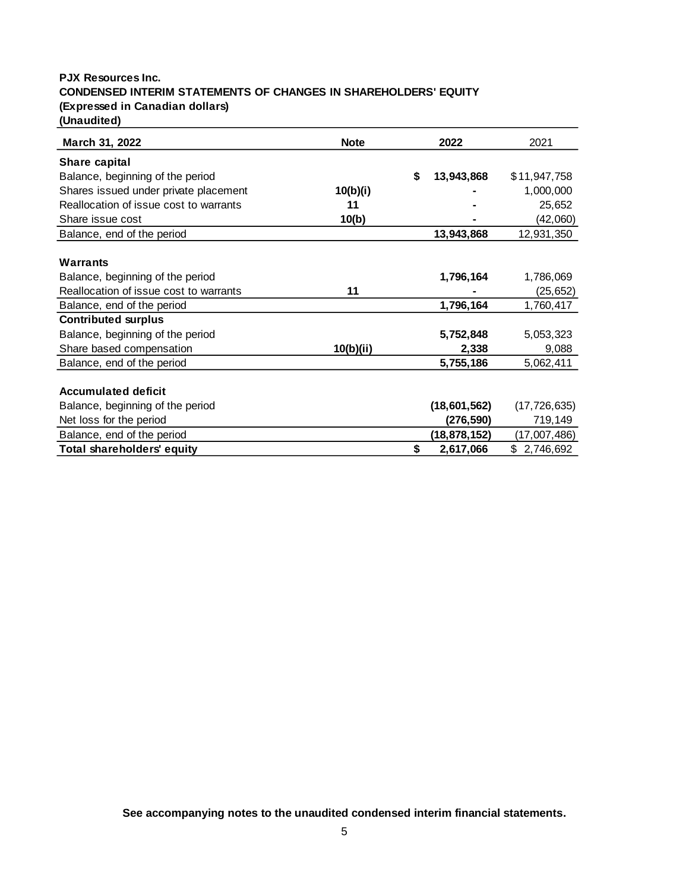**PJX Resources Inc.**
**CONDENSED INTERIM STATEMENTS OF CHANGES IN SHAREHOLDERS' EQUITY**
**(Expressed in Canadian dollars)**
**(Unaudited)**

| March 31, 2022 | Note | 2022 | 2021 |
|---|---|---|---|
| **Share capital** | | | |
| Balance, beginning of the period | | **$ 13,943,868** | $11,947,758 |
| Shares issued under private placement | **10(b)(i)** | **-** | 1,000,000 |
| Reallocation of issue cost to warrants | **11** | **-** | 25,652 |
| Share issue cost | **10(b)** | **-** | (42,060) |
| Balance, end of the period | | **13,943,868** | 12,931,350 |
| **Warrants** | | | |
| Balance, beginning of the period | | **1,796,164** | 1,786,069 |
| Reallocation of issue cost to warrants | **11** | **-** | (25,652) |
| Balance, end of the period | | **1,796,164** | 1,760,417 |
| **Contributed surplus** | | | |
| Balance, beginning of the period | | **5,752,848** | 5,053,323 |
| Share based compensation | **10(b)(ii)** | **2,338** | 9,088 |
| Balance, end of the period | | **5,755,186** | 5,062,411 |
| **Accumulated deficit** | | | |
| Balance, beginning of the period | | **(18,601,562)** | (17,726,635) |
| Net loss for the period | | **(276,590)** | 719,149 |
| Balance, end of the period | | **(18,878,152)** | (17,007,486) |
| **Total shareholders' equity** | | **$ 2,617,066** | $ 2,746,692 |

**See accompanying notes to the unaudited condensed interim financial statements.**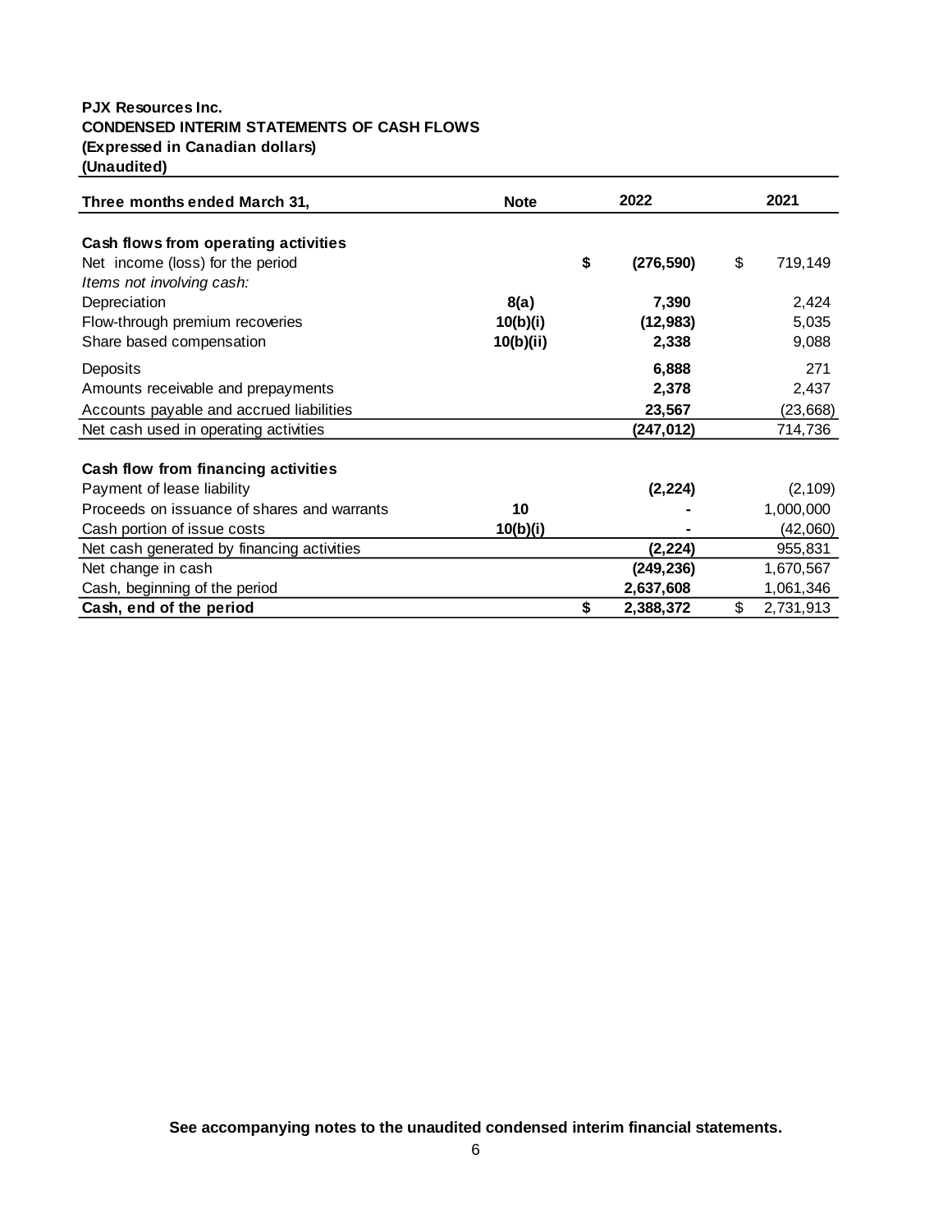**PJX Resources Inc.**
**CONDENSED INTERIM STATEMENTS OF CASH FLOWS**
**(Expressed in Canadian dollars)**
**(Unaudited)**

| Three months ended March 31, | Note | 2022 | 2021 |
|---|---|---|---|
| **Cash flows from operating activities** | | | |
| Net income (loss) for the period | | **$ (276,590)** | $ 719,149 |
| *Items not involving cash:* | | | |
| Depreciation | **8(a)** | **7,390** | 2,424 |
| Flow-through premium recoveries | **10(b)(i)** | **(12,983)** | 5,035 |
| Share based compensation | **10(b)(ii)** | **2,338** | 9,088 |
| Deposits | | **6,888** | 271 |
| Amounts receivable and prepayments | | **2,378** | 2,437 |
| Accounts payable and accrued liabilities | | **23,567** | (23,668) |
| Net cash used in operating activities | | **(247,012)** | 714,736 |
| **Cash flow from financing activities** | | | |
| Payment of lease liability | | **(2,224)** | (2,109) |
| Proceeds on issuance of shares and warrants | **10** | **-** | 1,000,000 |
| Cash portion of issue costs | **10(b)(i)** | **-** | (42,060) |
| Net cash generated by financing activities | | **(2,224)** | 955,831 |
| Net change in cash | | **(249,236)** | 1,670,567 |
| Cash, beginning of the period | | **2,637,608** | 1,061,346 |
| **Cash, end of the period** | | **$ 2,388,372** | $ 2,731,913 |

**See accompanying notes to the unaudited condensed interim financial statements.**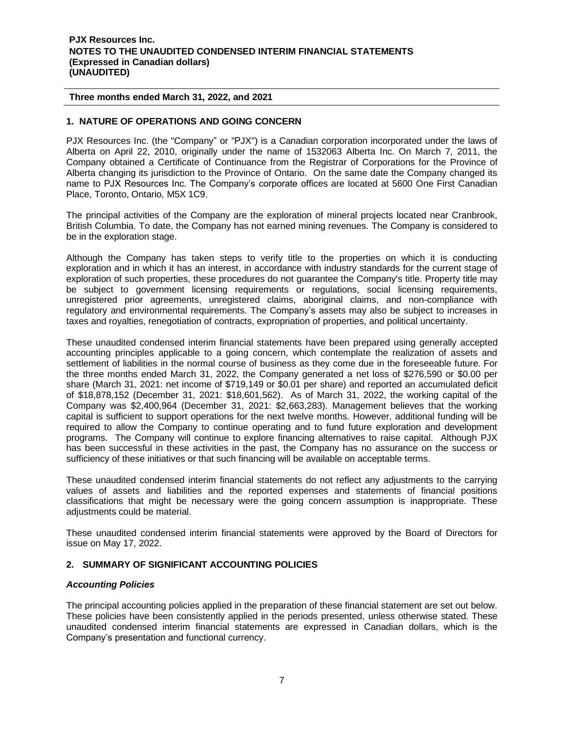**PJX Resources Inc.**
**NOTES TO THE UNAUDITED CONDENSED INTERIM FINANCIAL STATEMENTS**
**(Expressed in Canadian dollars)**
**(UNAUDITED)**

**Three months ended March 31, 2022, and 2021**

## 1. NATURE OF OPERATIONS AND GOING CONCERN

PJX Resources Inc. (the "Company" or "PJX") is a Canadian corporation incorporated under the laws of Alberta on April 22, 2010, originally under the name of 1532063 Alberta Inc. On March 7, 2011, the Company obtained a Certificate of Continuance from the Registrar of Corporations for the Province of Alberta changing its jurisdiction to the Province of Ontario. On the same date the Company changed its name to PJX Resources Inc. The Company's corporate offices are located at 5600 One First Canadian Place, Toronto, Ontario, M5X 1C9.

The principal activities of the Company are the exploration of mineral projects located near Cranbrook, British Columbia. To date, the Company has not earned mining revenues. The Company is considered to be in the exploration stage.

Although the Company has taken steps to verify title to the properties on which it is conducting exploration and in which it has an interest, in accordance with industry standards for the current stage of exploration of such properties, these procedures do not guarantee the Company's title. Property title may be subject to government licensing requirements or regulations, social licensing requirements, unregistered prior agreements, unregistered claims, aboriginal claims, and non-compliance with regulatory and environmental requirements. The Company's assets may also be subject to increases in taxes and royalties, renegotiation of contracts, expropriation of properties, and political uncertainty.

These unaudited condensed interim financial statements have been prepared using generally accepted accounting principles applicable to a going concern, which contemplate the realization of assets and settlement of liabilities in the normal course of business as they come due in the foreseeable future. For the three months ended March 31, 2022, the Company generated a net loss of \$276,590 or \$0.00 per share (March 31, 2021: net income of \$719,149 or \$0.01 per share) and reported an accumulated deficit of \$18,878,152 (December 31, 2021: \$18,601,562). As of March 31, 2022, the working capital of the Company was \$2,400,964 (December 31, 2021: \$2,663,283). Management believes that the working capital is sufficient to support operations for the next twelve months. However, additional funding will be required to allow the Company to continue operating and to fund future exploration and development programs. The Company will continue to explore financing alternatives to raise capital. Although PJX has been successful in these activities in the past, the Company has no assurance on the success or sufficiency of these initiatives or that such financing will be available on acceptable terms.

These unaudited condensed interim financial statements do not reflect any adjustments to the carrying values of assets and liabilities and the reported expenses and statements of financial positions classifications that might be necessary were the going concern assumption is inappropriate. These adjustments could be material.

These unaudited condensed interim financial statements were approved by the Board of Directors for issue on May 17, 2022.

## 2. SUMMARY OF SIGNIFICANT ACCOUNTING POLICIES

### *Accounting Policies*

The principal accounting policies applied in the preparation of these financial statement are set out below. These policies have been consistently applied in the periods presented, unless otherwise stated. These unaudited condensed interim financial statements are expressed in Canadian dollars, which is the Company's presentation and functional currency.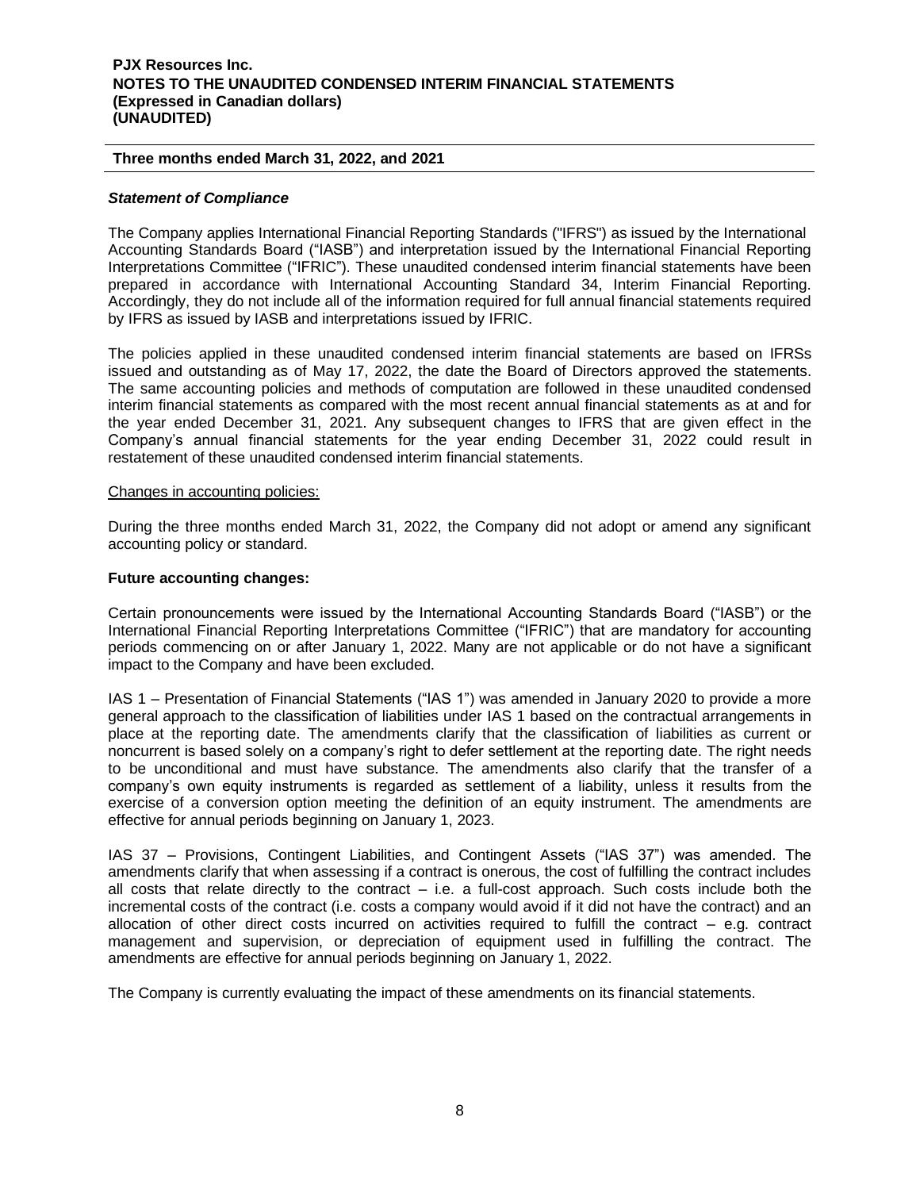### *Statement of Compliance*

The Company applies International Financial Reporting Standards ("IFRS") as issued by the International Accounting Standards Board ("IASB") and interpretation issued by the International Financial Reporting Interpretations Committee ("IFRIC"). These unaudited condensed interim financial statements have been prepared in accordance with International Accounting Standard 34, Interim Financial Reporting. Accordingly, they do not include all of the information required for full annual financial statements required by IFRS as issued by IASB and interpretations issued by IFRIC.

The policies applied in these unaudited condensed interim financial statements are based on IFRSs issued and outstanding as of May 17, 2022, the date the Board of Directors approved the statements. The same accounting policies and methods of computation are followed in these unaudited condensed interim financial statements as compared with the most recent annual financial statements as at and for the year ended December 31, 2021. Any subsequent changes to IFRS that are given effect in the Company's annual financial statements for the year ending December 31, 2022 could result in restatement of these unaudited condensed interim financial statements.

Changes in accounting policies:

During the three months ended March 31, 2022, the Company did not adopt or amend any significant accounting policy or standard.

**Future accounting changes:**

Certain pronouncements were issued by the International Accounting Standards Board ("IASB") or the International Financial Reporting Interpretations Committee ("IFRIC") that are mandatory for accounting periods commencing on or after January 1, 2022. Many are not applicable or do not have a significant impact to the Company and have been excluded.

IAS 1 – Presentation of Financial Statements ("IAS 1") was amended in January 2020 to provide a more general approach to the classification of liabilities under IAS 1 based on the contractual arrangements in place at the reporting date. The amendments clarify that the classification of liabilities as current or noncurrent is based solely on a company's right to defer settlement at the reporting date. The right needs to be unconditional and must have substance. The amendments also clarify that the transfer of a company's own equity instruments is regarded as settlement of a liability, unless it results from the exercise of a conversion option meeting the definition of an equity instrument. The amendments are effective for annual periods beginning on January 1, 2023.

IAS 37 – Provisions, Contingent Liabilities, and Contingent Assets ("IAS 37") was amended. The amendments clarify that when assessing if a contract is onerous, the cost of fulfilling the contract includes all costs that relate directly to the contract – i.e. a full-cost approach. Such costs include both the incremental costs of the contract (i.e. costs a company would avoid if it did not have the contract) and an allocation of other direct costs incurred on activities required to fulfill the contract – e.g. contract management and supervision, or depreciation of equipment used in fulfilling the contract. The amendments are effective for annual periods beginning on January 1, 2022.

The Company is currently evaluating the impact of these amendments on its financial statements.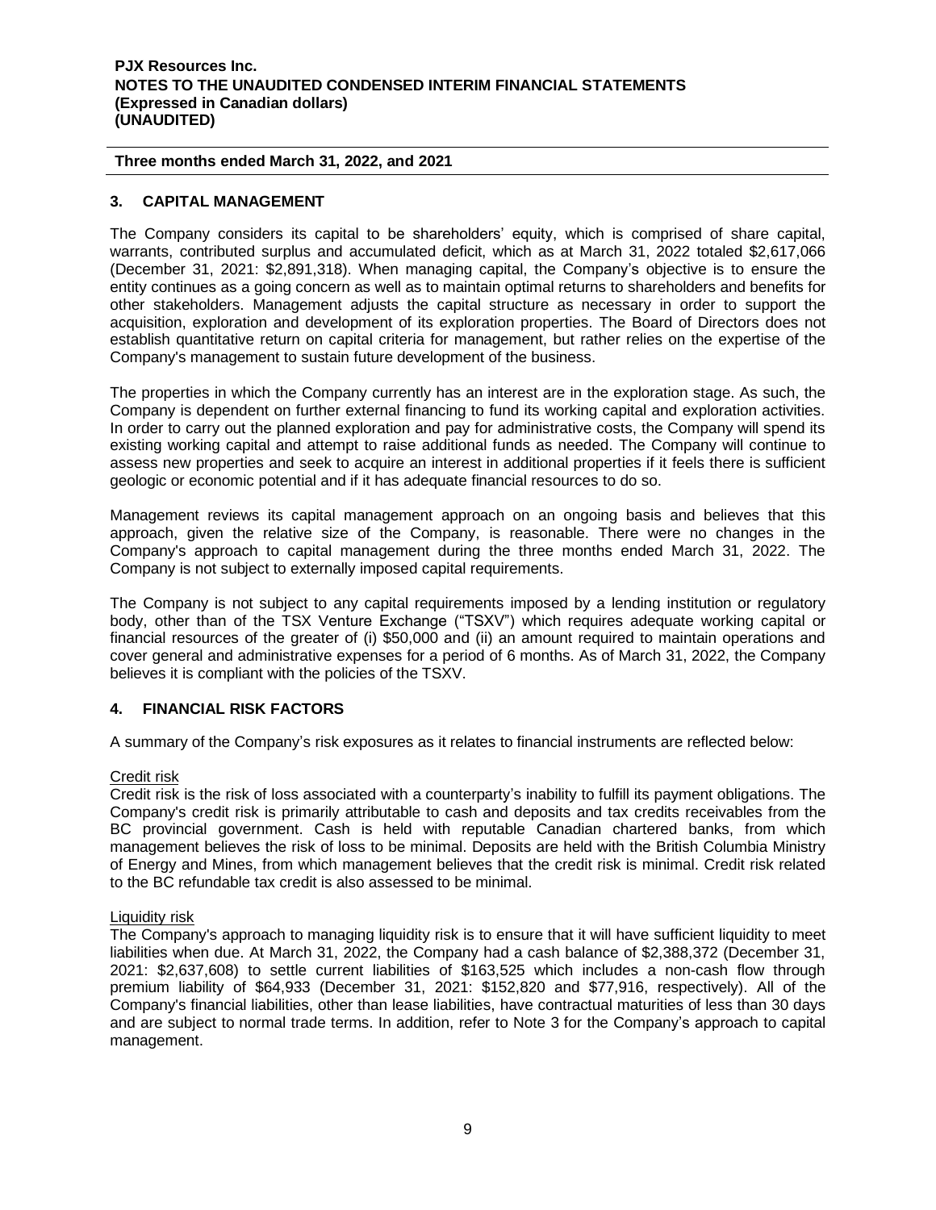## 3. CAPITAL MANAGEMENT

The Company considers its capital to be shareholders' equity, which is comprised of share capital, warrants, contributed surplus and accumulated deficit, which as at March 31, 2022 totaled $2,617,066 (December 31, 2021: $2,891,318). When managing capital, the Company's objective is to ensure the entity continues as a going concern as well as to maintain optimal returns to shareholders and benefits for other stakeholders. Management adjusts the capital structure as necessary in order to support the acquisition, exploration and development of its exploration properties. The Board of Directors does not establish quantitative return on capital criteria for management, but rather relies on the expertise of the Company's management to sustain future development of the business.

The properties in which the Company currently has an interest are in the exploration stage. As such, the Company is dependent on further external financing to fund its working capital and exploration activities. In order to carry out the planned exploration and pay for administrative costs, the Company will spend its existing working capital and attempt to raise additional funds as needed. The Company will continue to assess new properties and seek to acquire an interest in additional properties if it feels there is sufficient geologic or economic potential and if it has adequate financial resources to do so.

Management reviews its capital management approach on an ongoing basis and believes that this approach, given the relative size of the Company, is reasonable. There were no changes in the Company's approach to capital management during the three months ended March 31, 2022. The Company is not subject to externally imposed capital requirements.

The Company is not subject to any capital requirements imposed by a lending institution or regulatory body, other than of the TSX Venture Exchange ("TSXV") which requires adequate working capital or financial resources of the greater of (i) $50,000 and (ii) an amount required to maintain operations and cover general and administrative expenses for a period of 6 months. As of March 31, 2022, the Company believes it is compliant with the policies of the TSXV.

## 4. FINANCIAL RISK FACTORS

A summary of the Company's risk exposures as it relates to financial instruments are reflected below:

Credit risk
Credit risk is the risk of loss associated with a counterparty's inability to fulfill its payment obligations. The Company's credit risk is primarily attributable to cash and deposits and tax credits receivables from the BC provincial government. Cash is held with reputable Canadian chartered banks, from which management believes the risk of loss to be minimal. Deposits are held with the British Columbia Ministry of Energy and Mines, from which management believes that the credit risk is minimal. Credit risk related to the BC refundable tax credit is also assessed to be minimal.

Liquidity risk
The Company's approach to managing liquidity risk is to ensure that it will have sufficient liquidity to meet liabilities when due. At March 31, 2022, the Company had a cash balance of $2,388,372 (December 31, 2021: $2,637,608) to settle current liabilities of $163,525 which includes a non-cash flow through premium liability of $64,933 (December 31, 2021: $152,820 and $77,916, respectively). All of the Company's financial liabilities, other than lease liabilities, have contractual maturities of less than 30 days and are subject to normal trade terms. In addition, refer to Note 3 for the Company's approach to capital management.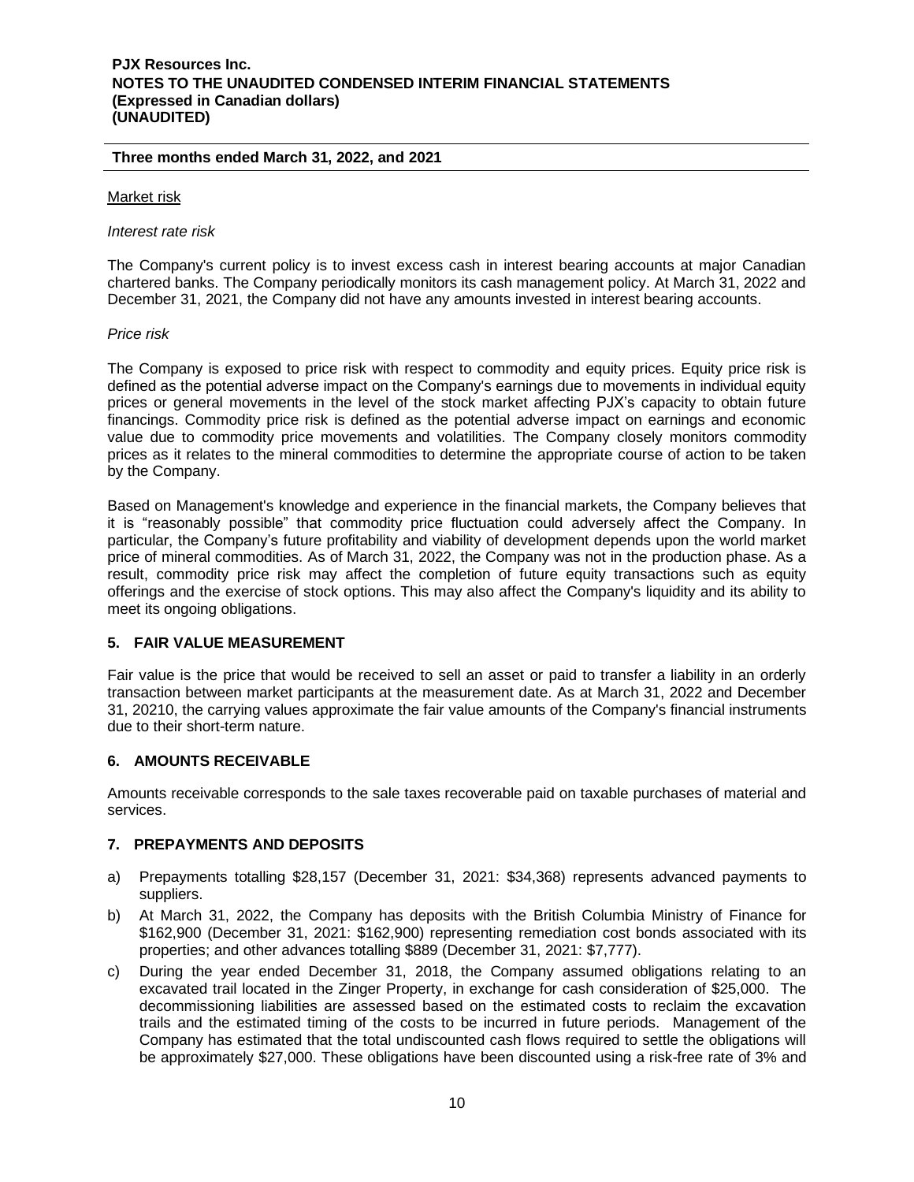Market risk

*Interest rate risk*

The Company's current policy is to invest excess cash in interest bearing accounts at major Canadian chartered banks. The Company periodically monitors its cash management policy. At March 31, 2022 and December 31, 2021, the Company did not have any amounts invested in interest bearing accounts.

*Price risk*

The Company is exposed to price risk with respect to commodity and equity prices. Equity price risk is defined as the potential adverse impact on the Company's earnings due to movements in individual equity prices or general movements in the level of the stock market affecting PJX's capacity to obtain future financings. Commodity price risk is defined as the potential adverse impact on earnings and economic value due to commodity price movements and volatilities. The Company closely monitors commodity prices as it relates to the mineral commodities to determine the appropriate course of action to be taken by the Company.

Based on Management's knowledge and experience in the financial markets, the Company believes that it is "reasonably possible" that commodity price fluctuation could adversely affect the Company. In particular, the Company's future profitability and viability of development depends upon the world market price of mineral commodities. As of March 31, 2022, the Company was not in the production phase. As a result, commodity price risk may affect the completion of future equity transactions such as equity offerings and the exercise of stock options. This may also affect the Company's liquidity and its ability to meet its ongoing obligations.

## 5. FAIR VALUE MEASUREMENT

Fair value is the price that would be received to sell an asset or paid to transfer a liability in an orderly transaction between market participants at the measurement date. As at March 31, 2022 and December 31, 20210, the carrying values approximate the fair value amounts of the Company's financial instruments due to their short-term nature.

## 6. AMOUNTS RECEIVABLE

Amounts receivable corresponds to the sale taxes recoverable paid on taxable purchases of material and services.

## 7. PREPAYMENTS AND DEPOSITS

a) Prepayments totalling $28,157 (December 31, 2021: $34,368) represents advanced payments to suppliers.
b) At March 31, 2022, the Company has deposits with the British Columbia Ministry of Finance for $162,900 (December 31, 2021: $162,900) representing remediation cost bonds associated with its properties; and other advances totalling $889 (December 31, 2021: $7,777).
c) During the year ended December 31, 2018, the Company assumed obligations relating to an excavated trail located in the Zinger Property, in exchange for cash consideration of $25,000. The decommissioning liabilities are assessed based on the estimated costs to reclaim the excavation trails and the estimated timing of the costs to be incurred in future periods. Management of the Company has estimated that the total undiscounted cash flows required to settle the obligations will be approximately $27,000. These obligations have been discounted using a risk-free rate of 3% and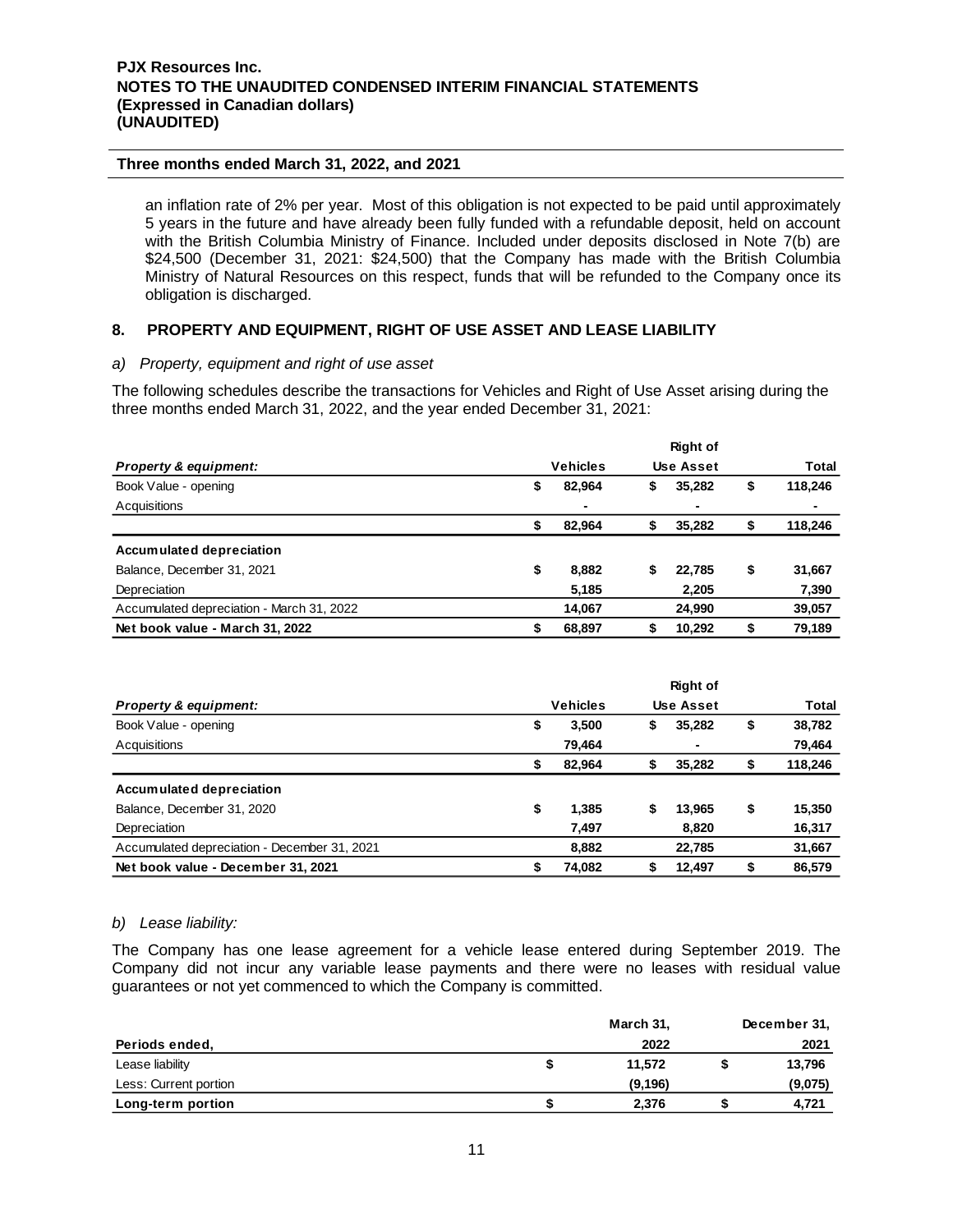an inflation rate of 2% per year. Most of this obligation is not expected to be paid until approximately 5 years in the future and have already been fully funded with a refundable deposit, held on account with the British Columbia Ministry of Finance. Included under deposits disclosed in Note 7(b) are $24,500 (December 31, 2021: $24,500) that the Company has made with the British Columbia Ministry of Natural Resources on this respect, funds that will be refunded to the Company once its obligation is discharged.

## 8. PROPERTY AND EQUIPMENT, RIGHT OF USE ASSET AND LEASE LIABILITY

*a) Property, equipment and right of use asset*

The following schedules describe the transactions for Vehicles and Right of Use Asset arising during the three months ended March 31, 2022, and the year ended December 31, 2021:

| *Property & equipment:* | Vehicles | Right of Use Asset | Total |
|---|---|---|---|
| Book Value - opening | $ 82,964 | $ 35,282 | $ 118,246 |
| Acquisitions | - | - | - |
| | $ 82,964 | $ 35,282 | $ 118,246 |
| **Accumulated depreciation** | | | |
| Balance, December 31, 2021 | $ 8,882 | $ 22,785 | $ 31,667 |
| Depreciation | 5,185 | 2,205 | 7,390 |
| Accumulated depreciation - March 31, 2022 | 14,067 | 24,990 | 39,057 |
| **Net book value - March 31, 2022** | **$ 68,897** | **$ 10,292** | **$ 79,189** |

| *Property & equipment:* | Vehicles | Right of Use Asset | Total |
|---|---|---|---|
| Book Value - opening | $ 3,500 | $ 35,282 | $ 38,782 |
| Acquisitions | 79,464 | - | 79,464 |
| | $ 82,964 | $ 35,282 | $ 118,246 |
| **Accumulated depreciation** | | | |
| Balance, December 31, 2020 | $ 1,385 | $ 13,965 | $ 15,350 |
| Depreciation | 7,497 | 8,820 | 16,317 |
| Accumulated depreciation - December 31, 2021 | 8,882 | 22,785 | 31,667 |
| **Net book value - December 31, 2021** | **$ 74,082** | **$ 12,497** | **$ 86,579** |

*b) Lease liability:*

The Company has one lease agreement for a vehicle lease entered during September 2019. The Company did not incur any variable lease payments and there were no leases with residual value guarantees or not yet commenced to which the Company is committed.

| Periods ended, | March 31, 2022 | December 31, 2021 |
|---|---|---|
| Lease liability | $ 11,572 | $ 13,796 |
| Less: Current portion | (9,196) | (9,075) |
| **Long-term portion** | **$ 2,376** | **$ 4,721** |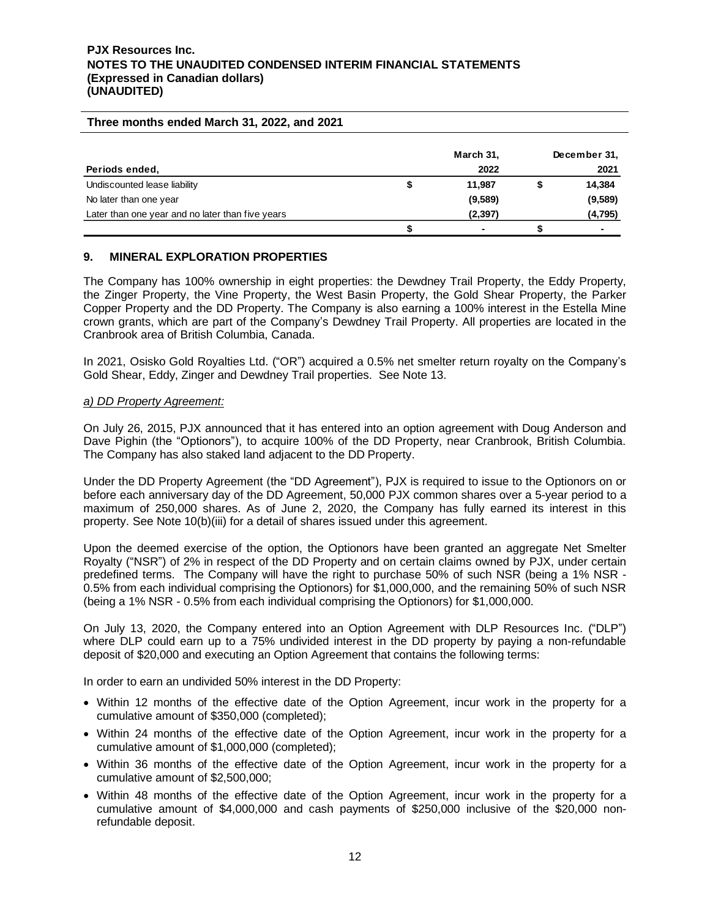| Periods ended, | | March 31, 2022 | | December 31, 2021 |
|---|---|---|---|---|
| Undiscounted lease liability | $ | 11,987 | $ | 14,384 |
| No later than one year | | (9,589) | | (9,589) |
| Later than one year and no later than five years | | (2,397) | | (4,795) |
| | $ | - | $ | - |

## 9. MINERAL EXPLORATION PROPERTIES

The Company has 100% ownership in eight properties: the Dewdney Trail Property, the Eddy Property, the Zinger Property, the Vine Property, the West Basin Property, the Gold Shear Property, the Parker Copper Property and the DD Property. The Company is also earning a 100% interest in the Estella Mine crown grants, which are part of the Company's Dewdney Trail Property. All properties are located in the Cranbrook area of British Columbia, Canada.

In 2021, Osisko Gold Royalties Ltd. ("OR") acquired a 0.5% net smelter return royalty on the Company's Gold Shear, Eddy, Zinger and Dewdney Trail properties. See Note 13.

*a) DD Property Agreement:*

On July 26, 2015, PJX announced that it has entered into an option agreement with Doug Anderson and Dave Pighin (the "Optionors"), to acquire 100% of the DD Property, near Cranbrook, British Columbia. The Company has also staked land adjacent to the DD Property.

Under the DD Property Agreement (the "DD Agreement"), PJX is required to issue to the Optionors on or before each anniversary day of the DD Agreement, 50,000 PJX common shares over a 5-year period to a maximum of 250,000 shares. As of June 2, 2020, the Company has fully earned its interest in this property. See Note 10(b)(iii) for a detail of shares issued under this agreement.

Upon the deemed exercise of the option, the Optionors have been granted an aggregate Net Smelter Royalty ("NSR") of 2% in respect of the DD Property and on certain claims owned by PJX, under certain predefined terms. The Company will have the right to purchase 50% of such NSR (being a 1% NSR - 0.5% from each individual comprising the Optionors) for $1,000,000, and the remaining 50% of such NSR (being a 1% NSR - 0.5% from each individual comprising the Optionors) for $1,000,000.

On July 13, 2020, the Company entered into an Option Agreement with DLP Resources Inc. ("DLP") where DLP could earn up to a 75% undivided interest in the DD property by paying a non-refundable deposit of $20,000 and executing an Option Agreement that contains the following terms:

In order to earn an undivided 50% interest in the DD Property:

- Within 12 months of the effective date of the Option Agreement, incur work in the property for a cumulative amount of $350,000 (completed);
- Within 24 months of the effective date of the Option Agreement, incur work in the property for a cumulative amount of $1,000,000 (completed);
- Within 36 months of the effective date of the Option Agreement, incur work in the property for a cumulative amount of $2,500,000;
- Within 48 months of the effective date of the Option Agreement, incur work in the property for a cumulative amount of $4,000,000 and cash payments of $250,000 inclusive of the $20,000 non-refundable deposit.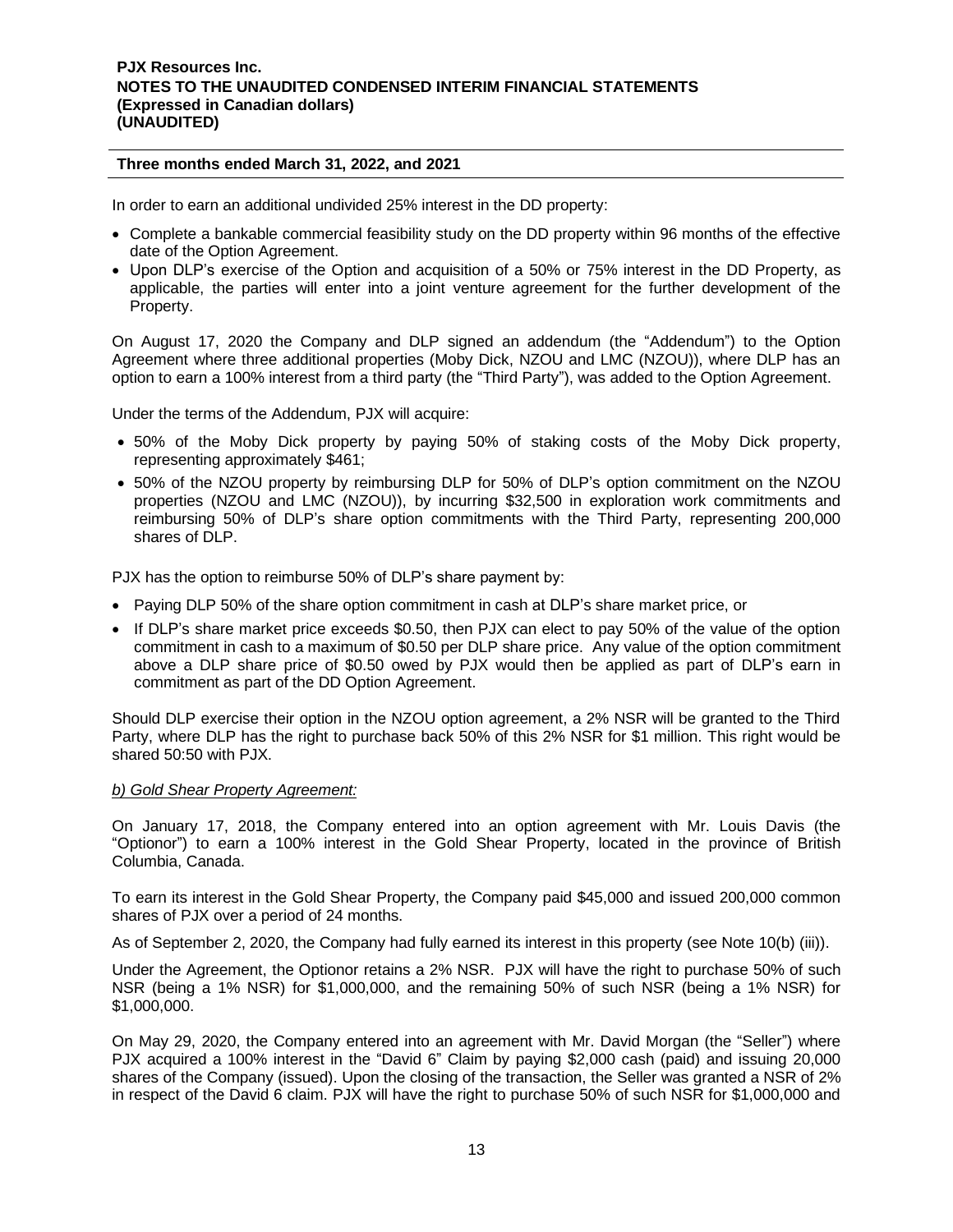In order to earn an additional undivided 25% interest in the DD property:

- Complete a bankable commercial feasibility study on the DD property within 96 months of the effective date of the Option Agreement.
- Upon DLP's exercise of the Option and acquisition of a 50% or 75% interest in the DD Property, as applicable, the parties will enter into a joint venture agreement for the further development of the Property.

On August 17, 2020 the Company and DLP signed an addendum (the "Addendum") to the Option Agreement where three additional properties (Moby Dick, NZOU and LMC (NZOU)), where DLP has an option to earn a 100% interest from a third party (the "Third Party"), was added to the Option Agreement.

Under the terms of the Addendum, PJX will acquire:

- 50% of the Moby Dick property by paying 50% of staking costs of the Moby Dick property, representing approximately $461;
- 50% of the NZOU property by reimbursing DLP for 50% of DLP's option commitment on the NZOU properties (NZOU and LMC (NZOU)), by incurring $32,500 in exploration work commitments and reimbursing 50% of DLP's share option commitments with the Third Party, representing 200,000 shares of DLP.

PJX has the option to reimburse 50% of DLP's share payment by:

- Paying DLP 50% of the share option commitment in cash at DLP's share market price, or
- If DLP's share market price exceeds $0.50, then PJX can elect to pay 50% of the value of the option commitment in cash to a maximum of $0.50 per DLP share price. Any value of the option commitment above a DLP share price of $0.50 owed by PJX would then be applied as part of DLP's earn in commitment as part of the DD Option Agreement.

Should DLP exercise their option in the NZOU option agreement, a 2% NSR will be granted to the Third Party, where DLP has the right to purchase back 50% of this 2% NSR for $1 million. This right would be shared 50:50 with PJX.

*b) Gold Shear Property Agreement:*

On January 17, 2018, the Company entered into an option agreement with Mr. Louis Davis (the "Optionor") to earn a 100% interest in the Gold Shear Property, located in the province of British Columbia, Canada.

To earn its interest in the Gold Shear Property, the Company paid $45,000 and issued 200,000 common shares of PJX over a period of 24 months.

As of September 2, 2020, the Company had fully earned its interest in this property (see Note 10(b) (iii)).

Under the Agreement, the Optionor retains a 2% NSR. PJX will have the right to purchase 50% of such NSR (being a 1% NSR) for $1,000,000, and the remaining 50% of such NSR (being a 1% NSR) for $1,000,000.

On May 29, 2020, the Company entered into an agreement with Mr. David Morgan (the "Seller") where PJX acquired a 100% interest in the "David 6" Claim by paying $2,000 cash (paid) and issuing 20,000 shares of the Company (issued). Upon the closing of the transaction, the Seller was granted a NSR of 2% in respect of the David 6 claim. PJX will have the right to purchase 50% of such NSR for $1,000,000 and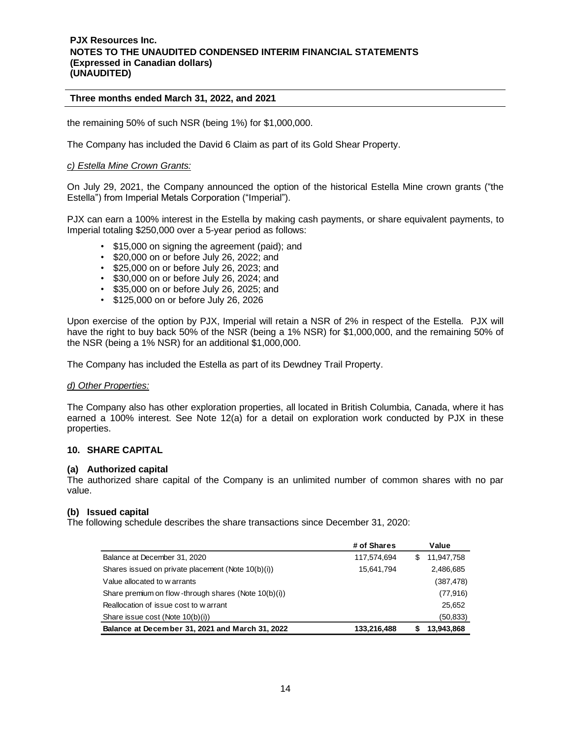the remaining 50% of such NSR (being 1%) for $1,000,000.

The Company has included the David 6 Claim as part of its Gold Shear Property.

*c) Estella Mine Crown Grants:*

On July 29, 2021, the Company announced the option of the historical Estella Mine crown grants ("the Estella") from Imperial Metals Corporation ("Imperial").

PJX can earn a 100% interest in the Estella by making cash payments, or share equivalent payments, to Imperial totaling $250,000 over a 5-year period as follows:

- $15,000 on signing the agreement (paid); and
- $20,000 on or before July 26, 2022; and
- $25,000 on or before July 26, 2023; and
- $30,000 on or before July 26, 2024; and
- $35,000 on or before July 26, 2025; and
- $125,000 on or before July 26, 2026

Upon exercise of the option by PJX, Imperial will retain a NSR of 2% in respect of the Estella. PJX will have the right to buy back 50% of the NSR (being a 1% NSR) for $1,000,000, and the remaining 50% of the NSR (being a 1% NSR) for an additional $1,000,000.

The Company has included the Estella as part of its Dewdney Trail Property.

*d) Other Properties:*

The Company also has other exploration properties, all located in British Columbia, Canada, where it has earned a 100% interest. See Note 12(a) for a detail on exploration work conducted by PJX in these properties.

## 10. SHARE CAPITAL

### (a) Authorized capital

The authorized share capital of the Company is an unlimited number of common shares with no par value.

### (b) Issued capital

The following schedule describes the share transactions since December 31, 2020:

| | # of Shares | Value |
|---|---|---|
| Balance at December 31, 2020 | 117,574,694 | $ 11,947,758 |
| Shares issued on private placement (Note 10(b)(i)) | 15,641,794 | 2,486,685 |
| Value allocated to warrants | | (387,478) |
| Share premium on flow-through shares (Note 10(b)(i)) | | (77,916) |
| Reallocation of issue cost to warrant | | 25,652 |
| Share issue cost (Note 10(b)(i)) | | (50,833) |
| **Balance at December 31, 2021 and March 31, 2022** | **133,216,488** | **$ 13,943,868** |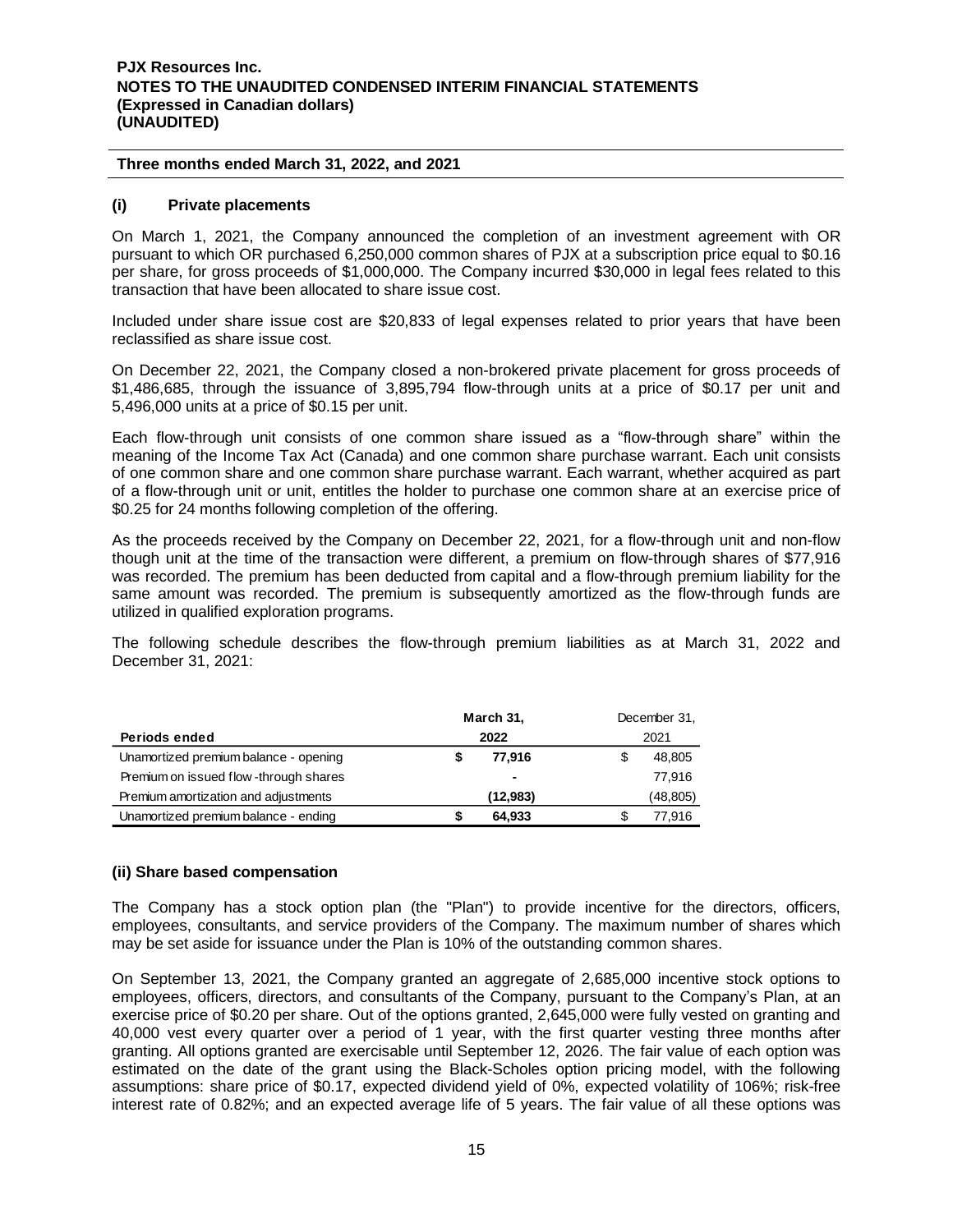**Three months ended March 31, 2022, and 2021**

### (i) Private placements

On March 1, 2021, the Company announced the completion of an investment agreement with OR pursuant to which OR purchased 6,250,000 common shares of PJX at a subscription price equal to $0.16 per share, for gross proceeds of $1,000,000. The Company incurred $30,000 in legal fees related to this transaction that have been allocated to share issue cost.

Included under share issue cost are $20,833 of legal expenses related to prior years that have been reclassified as share issue cost.

On December 22, 2021, the Company closed a non-brokered private placement for gross proceeds of $1,486,685, through the issuance of 3,895,794 flow-through units at a price of $0.17 per unit and 5,496,000 units at a price of $0.15 per unit.

Each flow-through unit consists of one common share issued as a "flow-through share" within the meaning of the Income Tax Act (Canada) and one common share purchase warrant. Each unit consists of one common share and one common share purchase warrant. Each warrant, whether acquired as part of a flow-through unit or unit, entitles the holder to purchase one common share at an exercise price of $0.25 for 24 months following completion of the offering.

As the proceeds received by the Company on December 22, 2021, for a flow-through unit and non-flow though unit at the time of the transaction were different, a premium on flow-through shares of $77,916 was recorded. The premium has been deducted from capital and a flow-through premium liability for the same amount was recorded. The premium is subsequently amortized as the flow-through funds are utilized in qualified exploration programs.

The following schedule describes the flow-through premium liabilities as at March 31, 2022 and December 31, 2021:

| Periods ended | March 31, 2022 | December 31, 2021 |
|---|---|---|
| Unamortized premium balance - opening | $ 77,916 | $ 48,805 |
| Premium on issued flow-through shares | - | 77,916 |
| Premium amortization and adjustments | (12,983) | (48,805) |
| Unamortized premium balance - ending | $ 64,933 | $ 77,916 |

### (ii) Share based compensation

The Company has a stock option plan (the "Plan") to provide incentive for the directors, officers, employees, consultants, and service providers of the Company. The maximum number of shares which may be set aside for issuance under the Plan is 10% of the outstanding common shares.

On September 13, 2021, the Company granted an aggregate of 2,685,000 incentive stock options to employees, officers, directors, and consultants of the Company, pursuant to the Company's Plan, at an exercise price of $0.20 per share. Out of the options granted, 2,645,000 were fully vested on granting and 40,000 vest every quarter over a period of 1 year, with the first quarter vesting three months after granting. All options granted are exercisable until September 12, 2026. The fair value of each option was estimated on the date of the grant using the Black-Scholes option pricing model, with the following assumptions: share price of $0.17, expected dividend yield of 0%, expected volatility of 106%; risk-free interest rate of 0.82%; and an expected average life of 5 years. The fair value of all these options was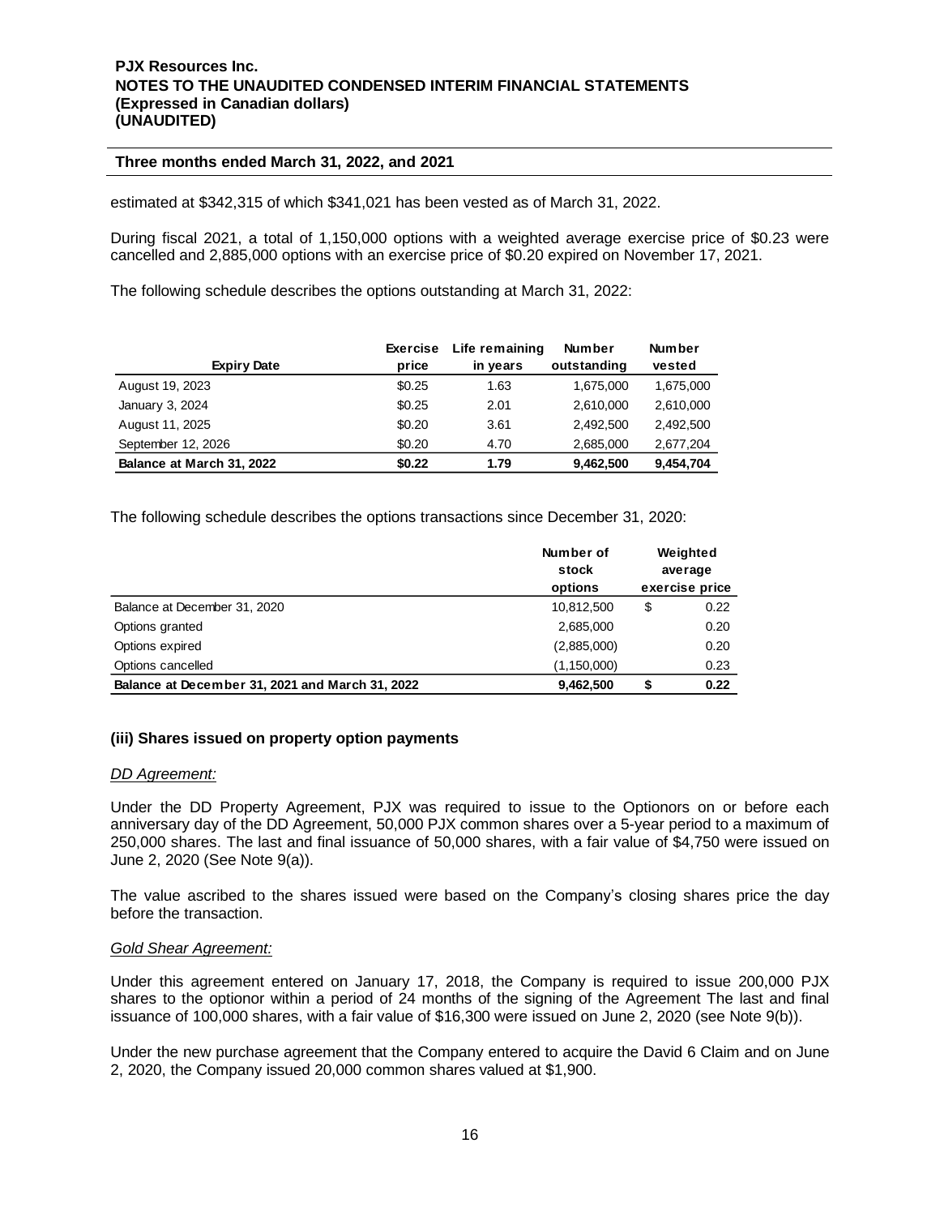estimated at $342,315 of which $341,021 has been vested as of March 31, 2022.

During fiscal 2021, a total of 1,150,000 options with a weighted average exercise price of $0.23 were cancelled and 2,885,000 options with an exercise price of $0.20 expired on November 17, 2021.

The following schedule describes the options outstanding at March 31, 2022:

| Expiry Date | Exercise price | Life remaining in years | Number outstanding | Number vested |
|---|---|---|---|---|
| August 19, 2023 | $0.25 | 1.63 | 1,675,000 | 1,675,000 |
| January 3, 2024 | $0.25 | 2.01 | 2,610,000 | 2,610,000 |
| August 11, 2025 | $0.20 | 3.61 | 2,492,500 | 2,492,500 |
| September 12, 2026 | $0.20 | 4.70 | 2,685,000 | 2,677,204 |
| **Balance at March 31, 2022** | **$0.22** | **1.79** | **9,462,500** | **9,454,704** |

The following schedule describes the options transactions since December 31, 2020:

| | Number of stock options | Weighted average exercise price |
|---|---|---|
| Balance at December 31, 2020 | 10,812,500 | $ 0.22 |
| Options granted | 2,685,000 | 0.20 |
| Options expired | (2,885,000) | 0.20 |
| Options cancelled | (1,150,000) | 0.23 |
| **Balance at December 31, 2021 and March 31, 2022** | **9,462,500** | **$ 0.22** |

**(iii) Shares issued on property option payments**

*DD Agreement:*

Under the DD Property Agreement, PJX was required to issue to the Optionors on or before each anniversary day of the DD Agreement, 50,000 PJX common shares over a 5-year period to a maximum of 250,000 shares. The last and final issuance of 50,000 shares, with a fair value of $4,750 were issued on June 2, 2020 (See Note 9(a)).

The value ascribed to the shares issued were based on the Company's closing shares price the day before the transaction.

*Gold Shear Agreement:*

Under this agreement entered on January 17, 2018, the Company is required to issue 200,000 PJX shares to the optionor within a period of 24 months of the signing of the Agreement The last and final issuance of 100,000 shares, with a fair value of $16,300 were issued on June 2, 2020 (see Note 9(b)).

Under the new purchase agreement that the Company entered to acquire the David 6 Claim and on June 2, 2020, the Company issued 20,000 common shares valued at $1,900.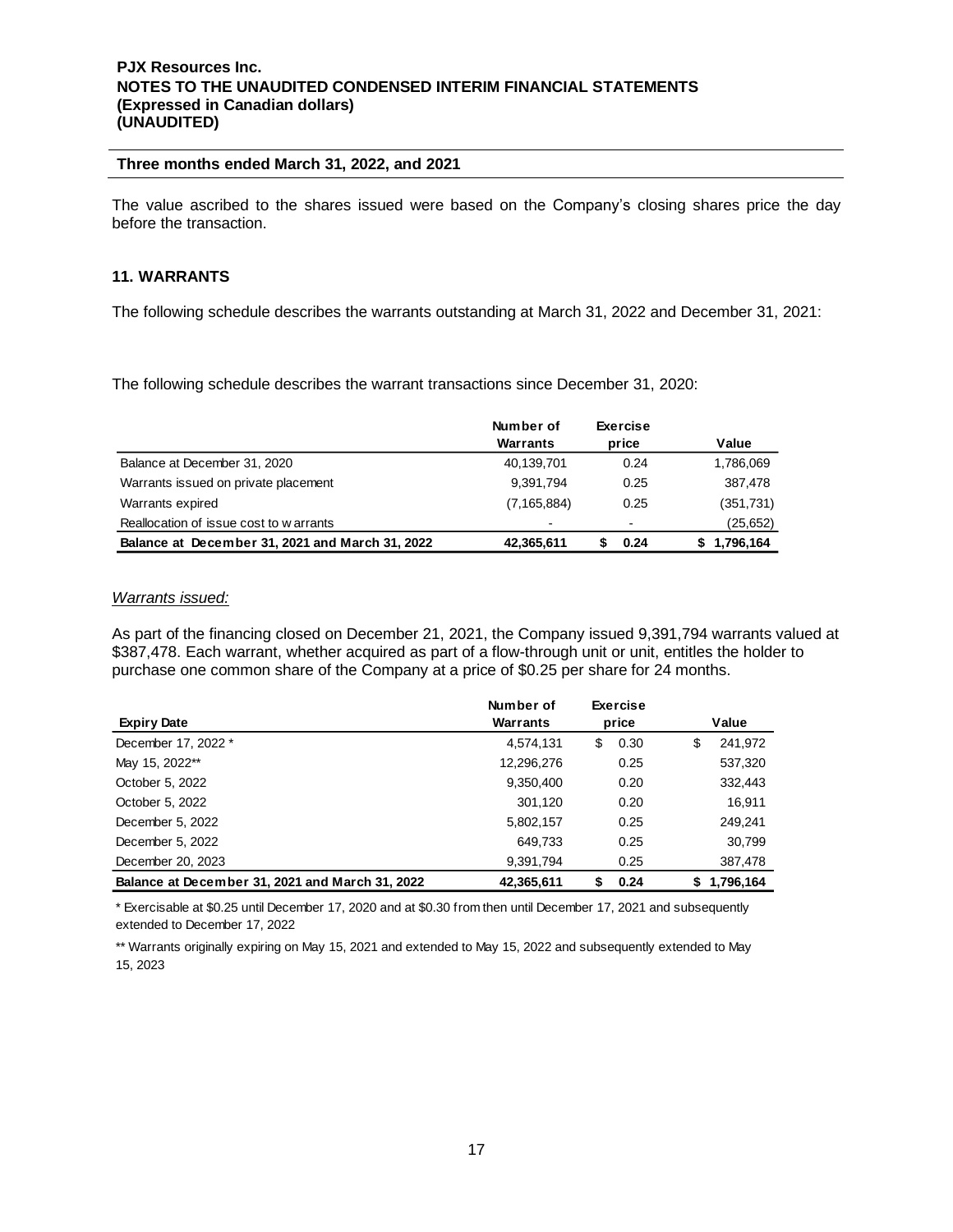The value ascribed to the shares issued were based on the Company's closing shares price the day before the transaction.

## 11. WARRANTS

The following schedule describes the warrants outstanding at March 31, 2022 and December 31, 2021:

The following schedule describes the warrant transactions since December 31, 2020:

| | Number of Warrants | Exercise price | Value |
|---|---|---|---|
| Balance at December 31, 2020 | 40,139,701 | 0.24 | 1,786,069 |
| Warrants issued on private placement | 9,391,794 | 0.25 | 387,478 |
| Warrants expired | (7,165,884) | 0.25 | (351,731) |
| Reallocation of issue cost to warrants | - | - | (25,652) |
| **Balance at December 31, 2021 and March 31, 2022** | **42,365,611** | **$ 0.24** | **$ 1,796,164** |

*Warrants issued:*

As part of the financing closed on December 21, 2021, the Company issued 9,391,794 warrants valued at $387,478. Each warrant, whether acquired as part of a flow-through unit or unit, entitles the holder to purchase one common share of the Company at a price of $0.25 per share for 24 months.

| Expiry Date | Number of Warrants | Exercise price | Value |
|---|---|---|---|
| December 17, 2022 * | 4,574,131 | $ 0.30 | $ 241,972 |
| May 15, 2022** | 12,296,276 | 0.25 | 537,320 |
| October 5, 2022 | 9,350,400 | 0.20 | 332,443 |
| October 5, 2022 | 301,120 | 0.20 | 16,911 |
| December 5, 2022 | 5,802,157 | 0.25 | 249,241 |
| December 5, 2022 | 649,733 | 0.25 | 30,799 |
| December 20, 2023 | 9,391,794 | 0.25 | 387,478 |
| **Balance at December 31, 2021 and March 31, 2022** | **42,365,611** | **$ 0.24** | **$ 1,796,164** |

* Exercisable at $0.25 until December 17, 2020 and at $0.30 from then until December 17, 2021 and subsequently extended to December 17, 2022

** Warrants originally expiring on May 15, 2021 and extended to May 15, 2022 and subsequently extended to May 15, 2023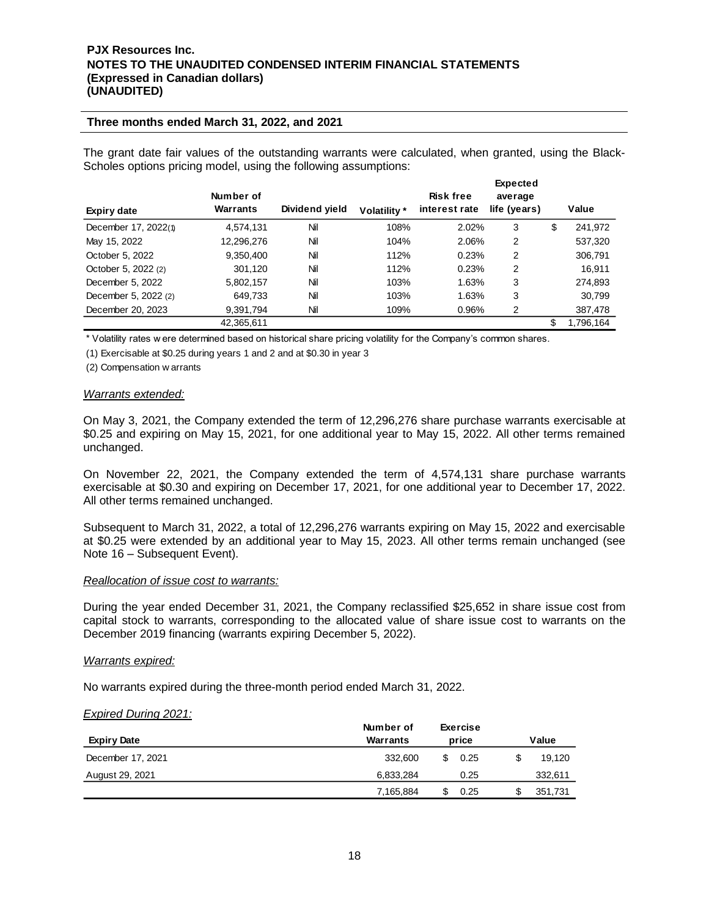**PJX Resources Inc.**
**NOTES TO THE UNAUDITED CONDENSED INTERIM FINANCIAL STATEMENTS**
**(Expressed in Canadian dollars)**
**(UNAUDITED)**

**Three months ended March 31, 2022, and 2021**

The grant date fair values of the outstanding warrants were calculated, when granted, using the Black-Scholes options pricing model, using the following assumptions:

| Expiry date | Number of Warrants | Dividend yield | Volatility * | Risk free interest rate | Expected average life (years) | Value |
|---|---|---|---|---|---|---|
| December 17, 2022(1) | 4,574,131 | Nil | 108% | 2.02% | 3 | $ 241,972 |
| May 15, 2022 | 12,296,276 | Nil | 104% | 2.06% | 2 | 537,320 |
| October 5, 2022 | 9,350,400 | Nil | 112% | 0.23% | 2 | 306,791 |
| October 5, 2022 (2) | 301,120 | Nil | 112% | 0.23% | 2 | 16,911 |
| December 5, 2022 | 5,802,157 | Nil | 103% | 1.63% | 3 | 274,893 |
| December 5, 2022 (2) | 649,733 | Nil | 103% | 1.63% | 3 | 30,799 |
| December 20, 2023 | 9,391,794 | Nil | 109% | 0.96% | 2 | 387,478 |
| | 42,365,611 | | | | | $ 1,796,164 |

* Volatility rates were determined based on historical share pricing volatility for the Company's common shares.

(1) Exercisable at $0.25 during years 1 and 2 and at $0.30 in year 3

(2) Compensation warrants

*Warrants extended:*

On May 3, 2021, the Company extended the term of 12,296,276 share purchase warrants exercisable at $0.25 and expiring on May 15, 2021, for one additional year to May 15, 2022. All other terms remained unchanged.

On November 22, 2021, the Company extended the term of 4,574,131 share purchase warrants exercisable at $0.30 and expiring on December 17, 2021, for one additional year to December 17, 2022. All other terms remained unchanged.

Subsequent to March 31, 2022, a total of 12,296,276 warrants expiring on May 15, 2022 and exercisable at $0.25 were extended by an additional year to May 15, 2023. All other terms remain unchanged (see Note 16 – Subsequent Event).

*Reallocation of issue cost to warrants:*

During the year ended December 31, 2021, the Company reclassified $25,652 in share issue cost from capital stock to warrants, corresponding to the allocated value of share issue cost to warrants on the December 2019 financing (warrants expiring December 5, 2022).

*Warrants expired:*

No warrants expired during the three-month period ended March 31, 2022.

*Expired During 2021:*

| Expiry Date | Number of Warrants | Exercise price | Value |
|---|---|---|---|
| December 17, 2021 | 332,600 | $ 0.25 | $ 19,120 |
| August 29, 2021 | 6,833,284 | 0.25 | 332,611 |
| | 7,165,884 | $ 0.25 | $ 351,731 |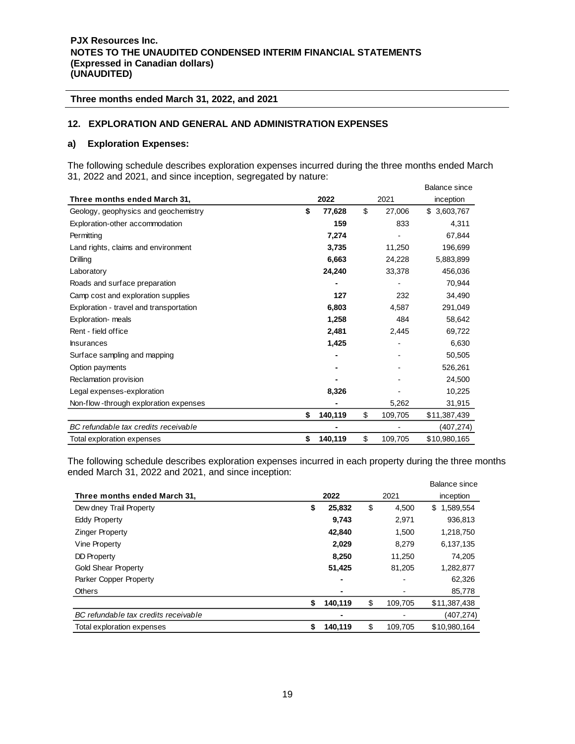PJX Resources Inc.
NOTES TO THE UNAUDITED CONDENSED INTERIM FINANCIAL STATEMENTS
(Expressed in Canadian dollars)
(UNAUDITED)

**Three months ended March 31, 2022, and 2021**

## 12. EXPLORATION AND GENERAL AND ADMINISTRATION EXPENSES

### a) Exploration Expenses:

The following schedule describes exploration expenses incurred during the three months ended March 31, 2022 and 2021, and since inception, segregated by nature:

| Three months ended March 31, | 2022 | 2021 | Balance since inception |
|---|---|---|---|
| Geology, geophysics and geochemistry | **$ 77,628** | $ 27,006 | $ 3,603,767 |
| Exploration-other accommodation | **159** | 833 | 4,311 |
| Permitting | **7,274** | - | 67,844 |
| Land rights, claims and environment | **3,735** | 11,250 | 196,699 |
| Drilling | **6,663** | 24,228 | 5,883,899 |
| Laboratory | **24,240** | 33,378 | 456,036 |
| Roads and surface preparation | **-** | - | 70,944 |
| Camp cost and exploration supplies | **127** | 232 | 34,490 |
| Exploration - travel and transportation | **6,803** | 4,587 | 291,049 |
| Exploration- meals | **1,258** | 484 | 58,642 |
| Rent - field office | **2,481** | 2,445 | 69,722 |
| Insurances | **1,425** | - | 6,630 |
| Surface sampling and mapping | **-** | - | 50,505 |
| Option payments | **-** | - | 526,261 |
| Reclamation provision | **-** | - | 24,500 |
| Legal expenses-exploration | **8,326** | - | 10,225 |
| Non-flow-through exploration expenses | **-** | 5,262 | 31,915 |
| | **$ 140,119** | $ 109,705 | $11,387,439 |
| *BC refundable tax credits receivable* | **-** | - | (407,274) |
| Total exploration expenses | **$ 140,119** | $ 109,705 | $10,980,165 |

The following schedule describes exploration expenses incurred in each property during the three months ended March 31, 2022 and 2021, and since inception:

| Three months ended March 31, | 2022 | 2021 | Balance since inception |
|---|---|---|---|
| Dewdney Trail Property | **$ 25,832** | $ 4,500 | $ 1,589,554 |
| Eddy Property | **9,743** | 2,971 | 936,813 |
| Zinger Property | **42,840** | 1,500 | 1,218,750 |
| Vine Property | **2,029** | 8,279 | 6,137,135 |
| DD Property | **8,250** | 11,250 | 74,205 |
| Gold Shear Property | **51,425** | 81,205 | 1,282,877 |
| Parker Copper Property | **-** | - | 62,326 |
| Others | **-** | - | 85,778 |
| | **$ 140,119** | $ 109,705 | $11,387,438 |
| *BC refundable tax credits receivable* | **-** | - | (407,274) |
| Total exploration expenses | **$ 140,119** | $ 109,705 | $10,980,164 |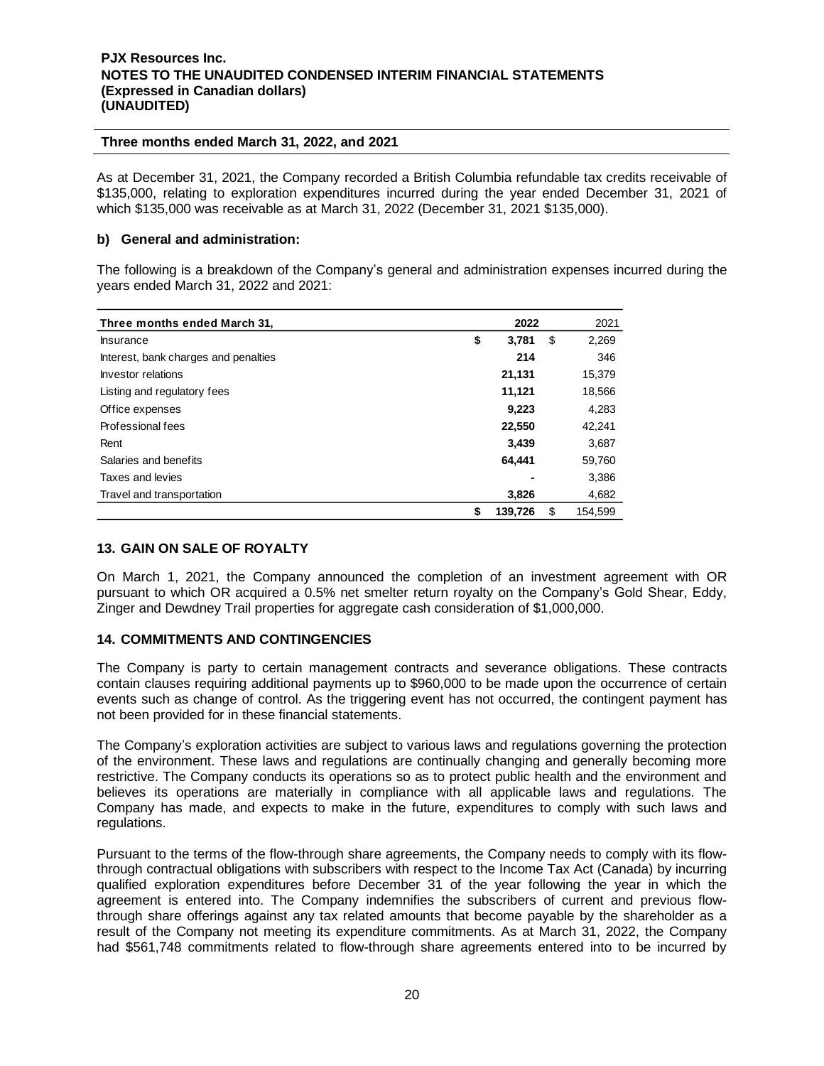As at December 31, 2021, the Company recorded a British Columbia refundable tax credits receivable of \$135,000, relating to exploration expenditures incurred during the year ended December 31, 2021 of which \$135,000 was receivable as at March 31, 2022 (December 31, 2021 \$135,000).

**b) General and administration:**

The following is a breakdown of the Company's general and administration expenses incurred during the years ended March 31, 2022 and 2021:

| Three months ended March 31, | 2022 | 2021 |
|---|---|---|
| Insurance | \$ 3,781 | \$ 2,269 |
| Interest, bank charges and penalties | 214 | 346 |
| Investor relations | 21,131 | 15,379 |
| Listing and regulatory fees | 11,121 | 18,566 |
| Office expenses | 9,223 | 4,283 |
| Professional fees | 22,550 | 42,241 |
| Rent | 3,439 | 3,687 |
| Salaries and benefits | 64,441 | 59,760 |
| Taxes and levies | - | 3,386 |
| Travel and transportation | 3,826 | 4,682 |
| | \$ 139,726 | \$ 154,599 |

## 13. GAIN ON SALE OF ROYALTY

On March 1, 2021, the Company announced the completion of an investment agreement with OR pursuant to which OR acquired a 0.5% net smelter return royalty on the Company's Gold Shear, Eddy, Zinger and Dewdney Trail properties for aggregate cash consideration of \$1,000,000.

## 14. COMMITMENTS AND CONTINGENCIES

The Company is party to certain management contracts and severance obligations. These contracts contain clauses requiring additional payments up to \$960,000 to be made upon the occurrence of certain events such as change of control. As the triggering event has not occurred, the contingent payment has not been provided for in these financial statements.

The Company's exploration activities are subject to various laws and regulations governing the protection of the environment. These laws and regulations are continually changing and generally becoming more restrictive. The Company conducts its operations so as to protect public health and the environment and believes its operations are materially in compliance with all applicable laws and regulations. The Company has made, and expects to make in the future, expenditures to comply with such laws and regulations.

Pursuant to the terms of the flow-through share agreements, the Company needs to comply with its flow-through contractual obligations with subscribers with respect to the Income Tax Act (Canada) by incurring qualified exploration expenditures before December 31 of the year following the year in which the agreement is entered into. The Company indemnifies the subscribers of current and previous flow-through share offerings against any tax related amounts that become payable by the shareholder as a result of the Company not meeting its expenditure commitments. As at March 31, 2022, the Company had \$561,748 commitments related to flow-through share agreements entered into to be incurred by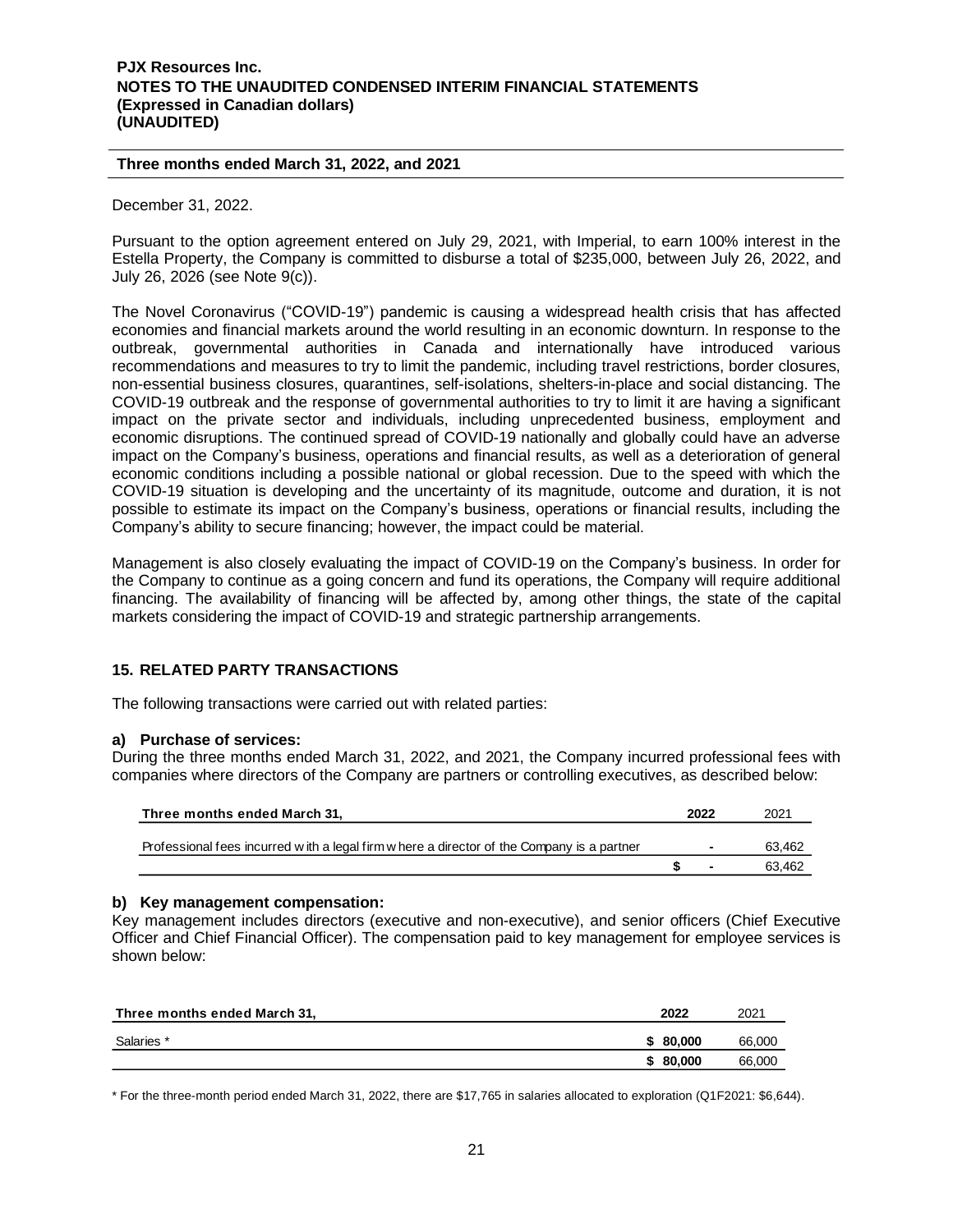December 31, 2022.

Pursuant to the option agreement entered on July 29, 2021, with Imperial, to earn 100% interest in the Estella Property, the Company is committed to disburse a total of $235,000, between July 26, 2022, and July 26, 2026 (see Note 9(c)).

The Novel Coronavirus ("COVID-19") pandemic is causing a widespread health crisis that has affected economies and financial markets around the world resulting in an economic downturn. In response to the outbreak, governmental authorities in Canada and internationally have introduced various recommendations and measures to try to limit the pandemic, including travel restrictions, border closures, non-essential business closures, quarantines, self-isolations, shelters-in-place and social distancing. The COVID-19 outbreak and the response of governmental authorities to try to limit it are having a significant impact on the private sector and individuals, including unprecedented business, employment and economic disruptions. The continued spread of COVID-19 nationally and globally could have an adverse impact on the Company's business, operations and financial results, as well as a deterioration of general economic conditions including a possible national or global recession. Due to the speed with which the COVID-19 situation is developing and the uncertainty of its magnitude, outcome and duration, it is not possible to estimate its impact on the Company's business, operations or financial results, including the Company's ability to secure financing; however, the impact could be material.

Management is also closely evaluating the impact of COVID-19 on the Company's business. In order for the Company to continue as a going concern and fund its operations, the Company will require additional financing. The availability of financing will be affected by, among other things, the state of the capital markets considering the impact of COVID-19 and strategic partnership arrangements.

## 15. RELATED PARTY TRANSACTIONS

The following transactions were carried out with related parties:

**a) Purchase of services:**
During the three months ended March 31, 2022, and 2021, the Company incurred professional fees with companies where directors of the Company are partners or controlling executives, as described below:

| Three months ended March 31, | 2022 | 2021 |
|---|---|---|
| Professional fees incurred with a legal firm where a director of the Company is a partner | - | 63,462 |
| | $ - | 63,462 |

**b) Key management compensation:**
Key management includes directors (executive and non-executive), and senior officers (Chief Executive Officer and Chief Financial Officer). The compensation paid to key management for employee services is shown below:

| Three months ended March 31, | 2022 | 2021 |
|---|---|---|
| Salaries * | $ 80,000 | 66,000 |
| | $ 80,000 | 66,000 |

\* For the three-month period ended March 31, 2022, there are $17,765 in salaries allocated to exploration (Q1F2021: $6,644).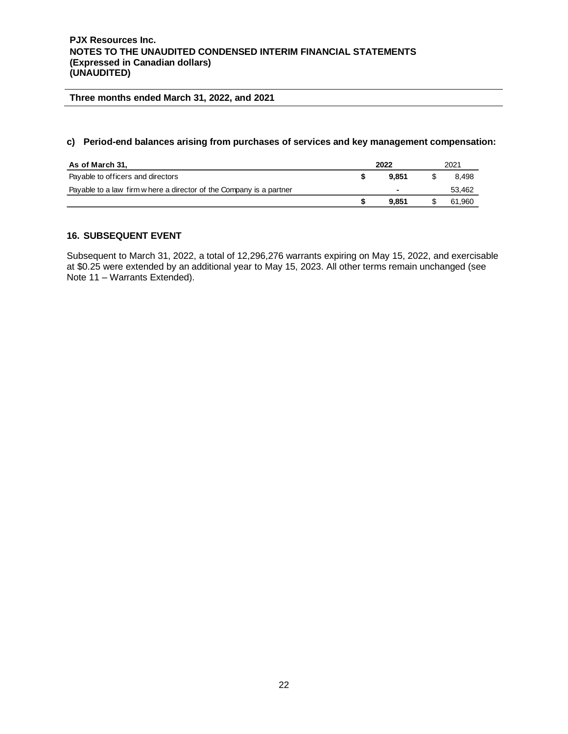**c) Period-end balances arising from purchases of services and key management compensation:**

| As of March 31, | 2022 | 2021 |
|---|---|---|
| Payable to officers and directors | **$ 9,851** | $ 8,498 |
| Payable to a law firm where a director of the Company is a partner | **-** | 53,462 |
| | **$ 9,851** | $ 61,960 |

## 16. SUBSEQUENT EVENT

Subsequent to March 31, 2022, a total of 12,296,276 warrants expiring on May 15, 2022, and exercisable at $0.25 were extended by an additional year to May 15, 2023. All other terms remain unchanged (see Note 11 – Warrants Extended).